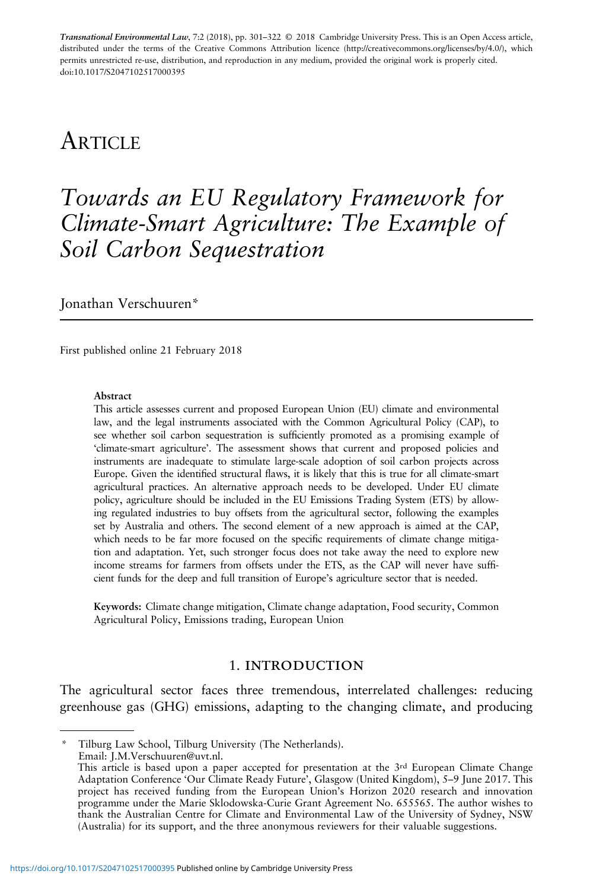*Transnational Environmental Law*, 7:2 (2018), pp. 301–322 © 2018 Cambridge University Press. This is an Open Access article, distributed under the terms of the Creative Commons Attribution licence (http://creativecommons.org/licenses/by/4.0/), which permits unrestricted re-use, distribution, and reproduction in any medium, provided the original work is properly cited. doi:10.1017/S2047102517000395

# ARTICLE

# *Towards an EU Regulatory Framework for Climate-Smart Agriculture: The Example of Soil Carbon Sequestration*

Jonathan Verschuuren*

First published online 21 February 2018

**Abstract**

This article assesses current and proposed European Union (EU) climate and environmental law, and the legal instruments associated with the Common Agricultural Policy (CAP), to see whether soil carbon sequestration is sufficiently promoted as a promising example of 'climate-smart agriculture'. The assessment shows that current and proposed policies and instruments are inadequate to stimulate large-scale adoption of soil carbon projects across Europe. Given the identified structural flaws, it is likely that this is true for all climate-smart agricultural practices. An alternative approach needs to be developed. Under EU climate policy, agriculture should be included in the EU Emissions Trading System (ETS) by allowing regulated industries to buy offsets from the agricultural sector, following the examples set by Australia and others. The second element of a new approach is aimed at the CAP, which needs to be far more focused on the specific requirements of climate change mitigation and adaptation. Yet, such stronger focus does not take away the need to explore new income streams for farmers from offsets under the ETS, as the CAP will never have sufficient funds for the deep and full transition of Europe's agriculture sector that is needed.

**Keywords:** Climate change mitigation, Climate change adaptation, Food security, Common Agricultural Policy, Emissions trading, European Union

## 1. INTRODUCTION

The agricultural sector faces three tremendous, interrelated challenges: reducing greenhouse gas (GHG) emissions, adapting to the changing climate, and producing

\* Tilburg Law School, Tilburg University (The Netherlands).
Email: J.M.Verschuuren@uvt.nl.
This article is based upon a paper accepted for presentation at the 3rd European Climate Change Adaptation Conference 'Our Climate Ready Future', Glasgow (United Kingdom), 5–9 June 2017. This project has received funding from the European Union's Horizon 2020 research and innovation programme under the Marie Sklodowska-Curie Grant Agreement No. 655565. The author wishes to thank the Australian Centre for Climate and Environmental Law of the University of Sydney, NSW (Australia) for its support, and the three anonymous reviewers for their valuable suggestions.

https://doi.org/10.1017/S2047102517000395 Published online by Cambridge University Press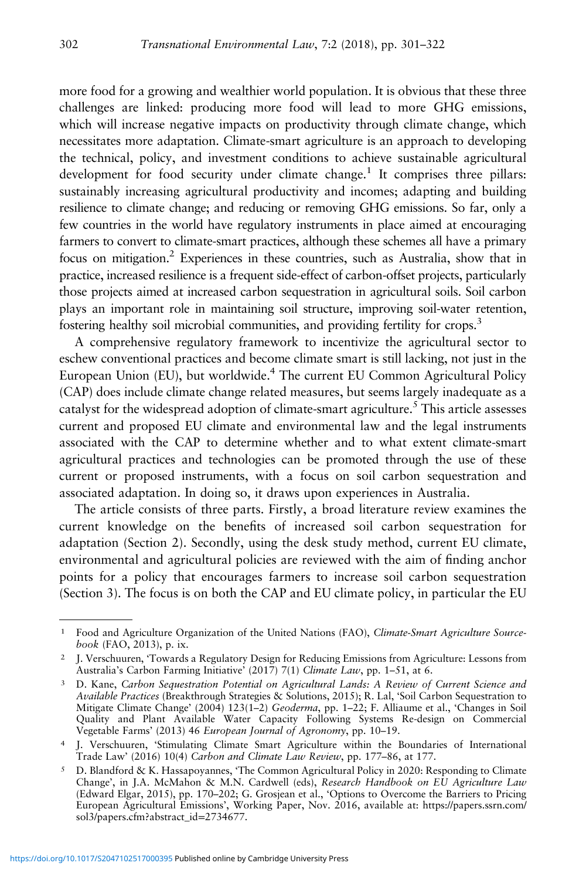more food for a growing and wealthier world population. It is obvious that these three challenges are linked: producing more food will lead to more GHG emissions, which will increase negative impacts on productivity through climate change, which necessitates more adaptation. Climate-smart agriculture is an approach to developing the technical, policy, and investment conditions to achieve sustainable agricultural development for food security under climate change.[1] It comprises three pillars: sustainably increasing agricultural productivity and incomes; adapting and building resilience to climate change; and reducing or removing GHG emissions. So far, only a few countries in the world have regulatory instruments in place aimed at encouraging farmers to convert to climate-smart practices, although these schemes all have a primary focus on mitigation.[2] Experiences in these countries, such as Australia, show that in practice, increased resilience is a frequent side-effect of carbon-offset projects, particularly those projects aimed at increased carbon sequestration in agricultural soils. Soil carbon plays an important role in maintaining soil structure, improving soil-water retention, fostering healthy soil microbial communities, and providing fertility for crops.[3]

A comprehensive regulatory framework to incentivize the agricultural sector to eschew conventional practices and become climate smart is still lacking, not just in the European Union (EU), but worldwide.[4] The current EU Common Agricultural Policy (CAP) does include climate change related measures, but seems largely inadequate as a catalyst for the widespread adoption of climate-smart agriculture.[5] This article assesses current and proposed EU climate and environmental law and the legal instruments associated with the CAP to determine whether and to what extent climate-smart agricultural practices and technologies can be promoted through the use of these current or proposed instruments, with a focus on soil carbon sequestration and associated adaptation. In doing so, it draws upon experiences in Australia.

The article consists of three parts. Firstly, a broad literature review examines the current knowledge on the benefits of increased soil carbon sequestration for adaptation (Section 2). Secondly, using the desk study method, current EU climate, environmental and agricultural policies are reviewed with the aim of finding anchor points for a policy that encourages farmers to increase soil carbon sequestration (Section 3). The focus is on both the CAP and EU climate policy, in particular the EU

---

[1] Food and Agriculture Organization of the United Nations (FAO), *Climate-Smart Agriculture Sourcebook* (FAO, 2013), p. ix.

[2] J. Verschuuren, 'Towards a Regulatory Design for Reducing Emissions from Agriculture: Lessons from Australia's Carbon Farming Initiative' (2017) 7(1) *Climate Law*, pp. 1–51, at 6.

[3] D. Kane, *Carbon Sequestration Potential on Agricultural Lands: A Review of Current Science and Available Practices* (Breakthrough Strategies & Solutions, 2015); R. Lal, 'Soil Carbon Sequestration to Mitigate Climate Change' (2004) 123(1–2) *Geoderma*, pp. 1–22; F. Alliaume et al., 'Changes in Soil Quality and Plant Available Water Capacity Following Systems Re-design on Commercial Vegetable Farms' (2013) 46 *European Journal of Agronomy*, pp. 10–19.

[4] J. Verschuuren, 'Stimulating Climate Smart Agriculture within the Boundaries of International Trade Law' (2016) 10(4) *Carbon and Climate Law Review*, pp. 177–86, at 177.

[5] D. Blandford & K. Hassapoyannes, 'The Common Agricultural Policy in 2020: Responding to Climate Change', in J.A. McMahon & M.N. Cardwell (eds), *Research Handbook on EU Agriculture Law* (Edward Elgar, 2015), pp. 170–202; G. Grosjean et al., 'Options to Overcome the Barriers to Pricing European Agricultural Emissions', Working Paper, Nov. 2016, available at: https://papers.ssrn.com/sol3/papers.cfm?abstract_id=2734677.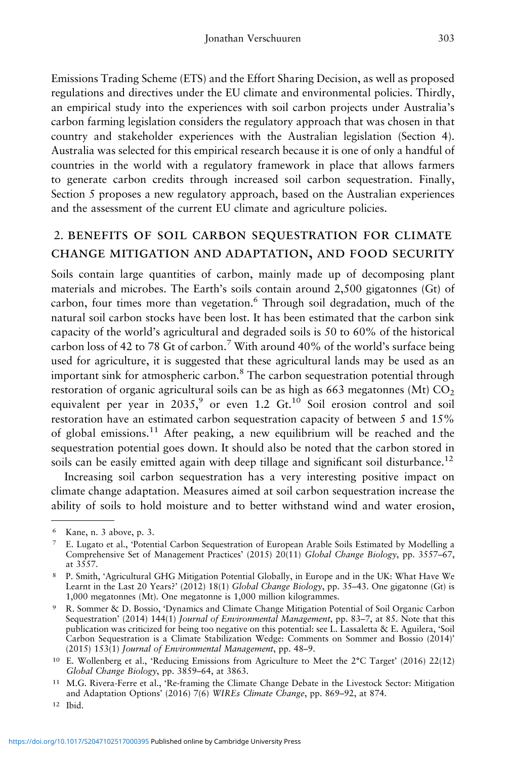Emissions Trading Scheme (ETS) and the Effort Sharing Decision, as well as proposed regulations and directives under the EU climate and environmental policies. Thirdly, an empirical study into the experiences with soil carbon projects under Australia's carbon farming legislation considers the regulatory approach that was chosen in that country and stakeholder experiences with the Australian legislation (Section 4). Australia was selected for this empirical research because it is one of only a handful of countries in the world with a regulatory framework in place that allows farmers to generate carbon credits through increased soil carbon sequestration. Finally, Section 5 proposes a new regulatory approach, based on the Australian experiences and the assessment of the current EU climate and agriculture policies.

## 2. BENEFITS OF SOIL CARBON SEQUESTRATION FOR CLIMATE CHANGE MITIGATION AND ADAPTATION, AND FOOD SECURITY

Soils contain large quantities of carbon, mainly made up of decomposing plant materials and microbes. The Earth's soils contain around 2,500 gigatonnes (Gt) of carbon, four times more than vegetation.[6] Through soil degradation, much of the natural soil carbon stocks have been lost. It has been estimated that the carbon sink capacity of the world's agricultural and degraded soils is 50 to 60% of the historical carbon loss of 42 to 78 Gt of carbon.[7] With around 40% of the world's surface being used for agriculture, it is suggested that these agricultural lands may be used as an important sink for atmospheric carbon.[8] The carbon sequestration potential through restoration of organic agricultural soils can be as high as 663 megatonnes (Mt) $CO_2$ equivalent per year in 2035,[9] or even 1.2 Gt.[10] Soil erosion control and soil restoration have an estimated carbon sequestration capacity of between 5 and 15% of global emissions.[11] After peaking, a new equilibrium will be reached and the sequestration potential goes down. It should also be noted that the carbon stored in soils can be easily emitted again with deep tillage and significant soil disturbance.[12]

Increasing soil carbon sequestration has a very interesting positive impact on climate change adaptation. Measures aimed at soil carbon sequestration increase the ability of soils to hold moisture and to better withstand wind and water erosion,

---

[6] Kane, n. 3 above, p. 3.

[7] E. Lugato et al., 'Potential Carbon Sequestration of European Arable Soils Estimated by Modelling a Comprehensive Set of Management Practices' (2015) 20(11) *Global Change Biology*, pp. 3557–67, at 3557.

[8] P. Smith, 'Agricultural GHG Mitigation Potential Globally, in Europe and in the UK: What Have We Learnt in the Last 20 Years?' (2012) 18(1) *Global Change Biology*, pp. 35–43. One gigatonne (Gt) is 1,000 megatonnes (Mt). One megatonne is 1,000 million kilogrammes.

[9] R. Sommer & D. Bossio, 'Dynamics and Climate Change Mitigation Potential of Soil Organic Carbon Sequestration' (2014) 144(1) *Journal of Environmental Management*, pp. 83–7, at 85. Note that this publication was criticized for being too negative on this potential: see L. Lassaletta & E. Aguilera, 'Soil Carbon Sequestration is a Climate Stabilization Wedge: Comments on Sommer and Bossio (2014)' (2015) 153(1) *Journal of Environmental Management*, pp. 48–9.

[10] E. Wollenberg et al., 'Reducing Emissions from Agriculture to Meet the 2°C Target' (2016) 22(12) *Global Change Biology*, pp. 3859–64, at 3863.

[11] M.G. Rivera-Ferre et al., 'Re-framing the Climate Change Debate in the Livestock Sector: Mitigation and Adaptation Options' (2016) 7(6) *WIREs Climate Change*, pp. 869–92, at 874.

[12] Ibid.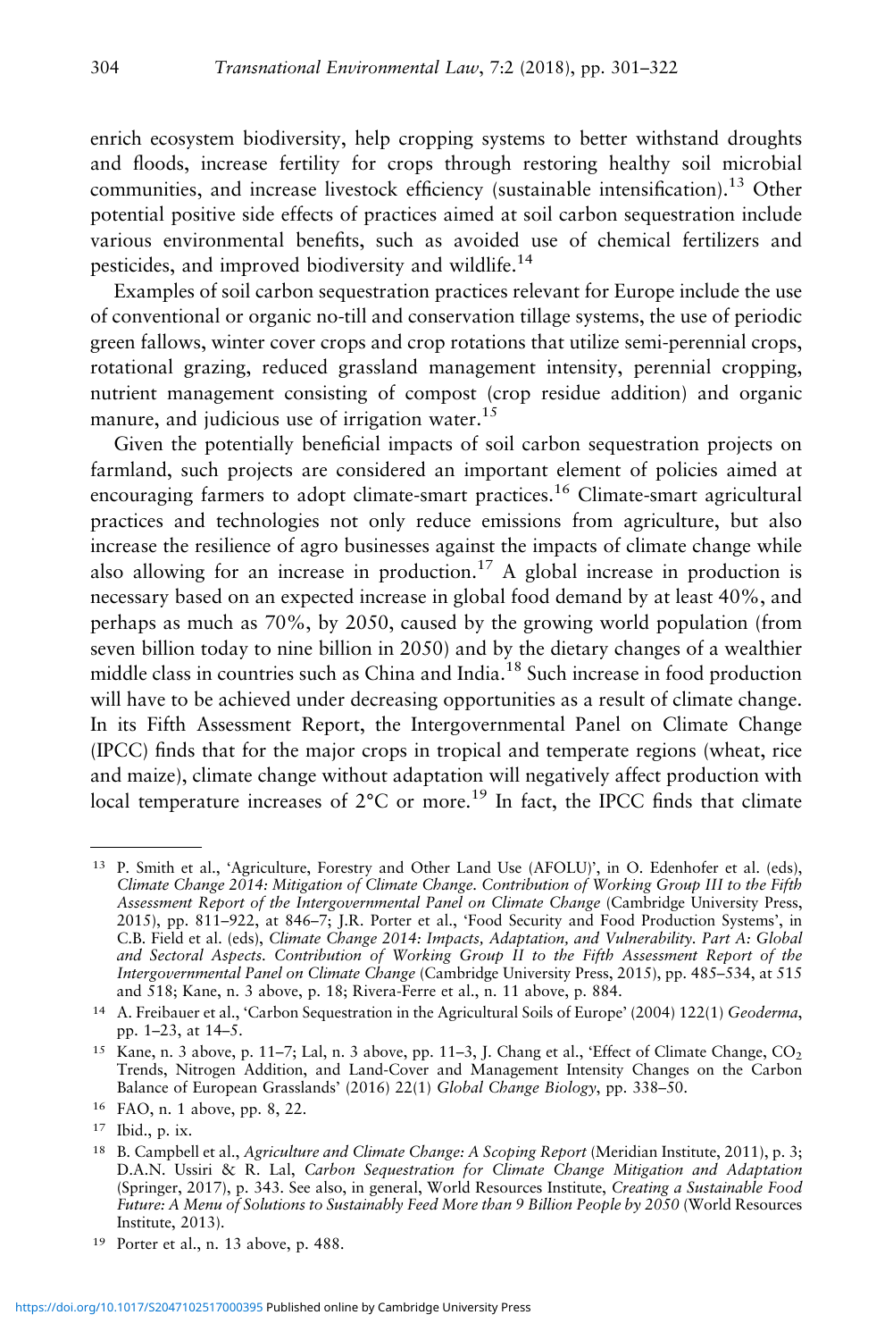enrich ecosystem biodiversity, help cropping systems to better withstand droughts and floods, increase fertility for crops through restoring healthy soil microbial communities, and increase livestock efficiency (sustainable intensification).[13] Other potential positive side effects of practices aimed at soil carbon sequestration include various environmental benefits, such as avoided use of chemical fertilizers and pesticides, and improved biodiversity and wildlife.[14]

Examples of soil carbon sequestration practices relevant for Europe include the use of conventional or organic no-till and conservation tillage systems, the use of periodic green fallows, winter cover crops and crop rotations that utilize semi-perennial crops, rotational grazing, reduced grassland management intensity, perennial cropping, nutrient management consisting of compost (crop residue addition) and organic manure, and judicious use of irrigation water.[15]

Given the potentially beneficial impacts of soil carbon sequestration projects on farmland, such projects are considered an important element of policies aimed at encouraging farmers to adopt climate-smart practices.[16] Climate-smart agricultural practices and technologies not only reduce emissions from agriculture, but also increase the resilience of agro businesses against the impacts of climate change while also allowing for an increase in production.[17] A global increase in production is necessary based on an expected increase in global food demand by at least 40%, and perhaps as much as 70%, by 2050, caused by the growing world population (from seven billion today to nine billion in 2050) and by the dietary changes of a wealthier middle class in countries such as China and India.[18] Such increase in food production will have to be achieved under decreasing opportunities as a result of climate change. In its Fifth Assessment Report, the Intergovernmental Panel on Climate Change (IPCC) finds that for the major crops in tropical and temperate regions (wheat, rice and maize), climate change without adaptation will negatively affect production with local temperature increases of 2°C or more.[19] In fact, the IPCC finds that climate

---

[13] P. Smith et al., 'Agriculture, Forestry and Other Land Use (AFOLU)', in O. Edenhofer et al. (eds), *Climate Change 2014: Mitigation of Climate Change. Contribution of Working Group III to the Fifth Assessment Report of the Intergovernmental Panel on Climate Change* (Cambridge University Press, 2015), pp. 811–922, at 846–7; J.R. Porter et al., 'Food Security and Food Production Systems', in C.B. Field et al. (eds), *Climate Change 2014: Impacts, Adaptation, and Vulnerability. Part A: Global and Sectoral Aspects. Contribution of Working Group II to the Fifth Assessment Report of the Intergovernmental Panel on Climate Change* (Cambridge University Press, 2015), pp. 485–534, at 515 and 518; Kane, n. 3 above, p. 18; Rivera-Ferre et al., n. 11 above, p. 884.

[14] A. Freibauer et al., 'Carbon Sequestration in the Agricultural Soils of Europe' (2004) 122(1) *Geoderma*, pp. 1–23, at 14–5.

[15] Kane, n. 3 above, p. 11–7; Lal, n. 3 above, pp. 11–3, J. Chang et al., 'Effect of Climate Change, $CO_2$ Trends, Nitrogen Addition, and Land-Cover and Management Intensity Changes on the Carbon Balance of European Grasslands' (2016) 22(1) *Global Change Biology*, pp. 338–50.

[16] FAO, n. 1 above, pp. 8, 22.

[17] Ibid., p. ix.

[18] B. Campbell et al., *Agriculture and Climate Change: A Scoping Report* (Meridian Institute, 2011), p. 3; D.A.N. Ussiri & R. Lal, *Carbon Sequestration for Climate Change Mitigation and Adaptation* (Springer, 2017), p. 343. See also, in general, World Resources Institute, *Creating a Sustainable Food Future: A Menu of Solutions to Sustainably Feed More than 9 Billion People by 2050* (World Resources Institute, 2013).

[19] Porter et al., n. 13 above, p. 488.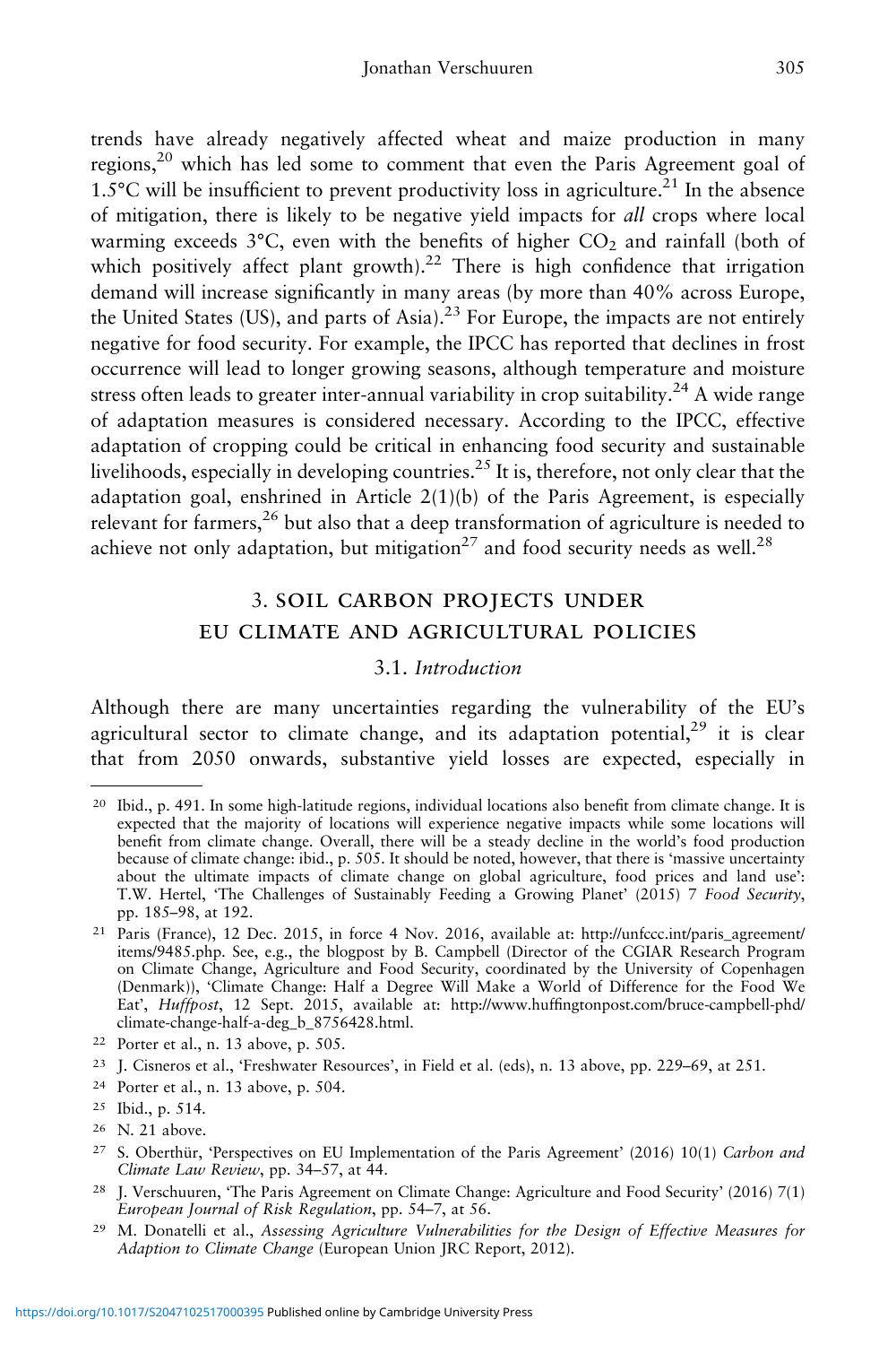trends have already negatively affected wheat and maize production in many regions,[20] which has led some to comment that even the Paris Agreement goal of 1.5°C will be insufficient to prevent productivity loss in agriculture.[21] In the absence of mitigation, there is likely to be negative yield impacts for *all* crops where local warming exceeds 3°C, even with the benefits of higher $CO_2$ and rainfall (both of which positively affect plant growth).[22] There is high confidence that irrigation demand will increase significantly in many areas (by more than 40% across Europe, the United States (US), and parts of Asia).[23] For Europe, the impacts are not entirely negative for food security. For example, the IPCC has reported that declines in frost occurrence will lead to longer growing seasons, although temperature and moisture stress often leads to greater inter-annual variability in crop suitability.[24] A wide range of adaptation measures is considered necessary. According to the IPCC, effective adaptation of cropping could be critical in enhancing food security and sustainable livelihoods, especially in developing countries.[25] It is, therefore, not only clear that the adaptation goal, enshrined in Article 2(1)(b) of the Paris Agreement, is especially relevant for farmers,[26] but also that a deep transformation of agriculture is needed to achieve not only adaptation, but mitigation[27] and food security needs as well.[28]

## 3. SOIL CARBON PROJECTS UNDER EU CLIMATE AND AGRICULTURAL POLICIES

### 3.1. *Introduction*

Although there are many uncertainties regarding the vulnerability of the EU's agricultural sector to climate change, and its adaptation potential,[29] it is clear that from 2050 onwards, substantive yield losses are expected, especially in

---

[20] Ibid., p. 491. In some high-latitude regions, individual locations also benefit from climate change. It is expected that the majority of locations will experience negative impacts while some locations will benefit from climate change. Overall, there will be a steady decline in the world's food production because of climate change: ibid., p. 505. It should be noted, however, that there is 'massive uncertainty about the ultimate impacts of climate change on global agriculture, food prices and land use': T.W. Hertel, 'The Challenges of Sustainably Feeding a Growing Planet' (2015) 7 *Food Security*, pp. 185–98, at 192.

[21] Paris (France), 12 Dec. 2015, in force 4 Nov. 2016, available at: http://unfccc.int/paris_agreement/items/9485.php. See, e.g., the blogpost by B. Campbell (Director of the CGIAR Research Program on Climate Change, Agriculture and Food Security, coordinated by the University of Copenhagen (Denmark)), 'Climate Change: Half a Degree Will Make a World of Difference for the Food We Eat', *Huffpost*, 12 Sept. 2015, available at: http://www.huffingtonpost.com/bruce-campbell-phd/climate-change-half-a-deg_b_8756428.html.

[22] Porter et al., n. 13 above, p. 505.

[23] J. Cisneros et al., 'Freshwater Resources', in Field et al. (eds), n. 13 above, pp. 229–69, at 251.

[24] Porter et al., n. 13 above, p. 504.

[25] Ibid., p. 514.

[26] N. 21 above.

[27] S. Oberthür, 'Perspectives on EU Implementation of the Paris Agreement' (2016) 10(1) *Carbon and Climate Law Review*, pp. 34–57, at 44.

[28] J. Verschuuren, 'The Paris Agreement on Climate Change: Agriculture and Food Security' (2016) 7(1) *European Journal of Risk Regulation*, pp. 54–7, at 56.

[29] M. Donatelli et al., *Assessing Agriculture Vulnerabilities for the Design of Effective Measures for Adaption to Climate Change* (European Union JRC Report, 2012).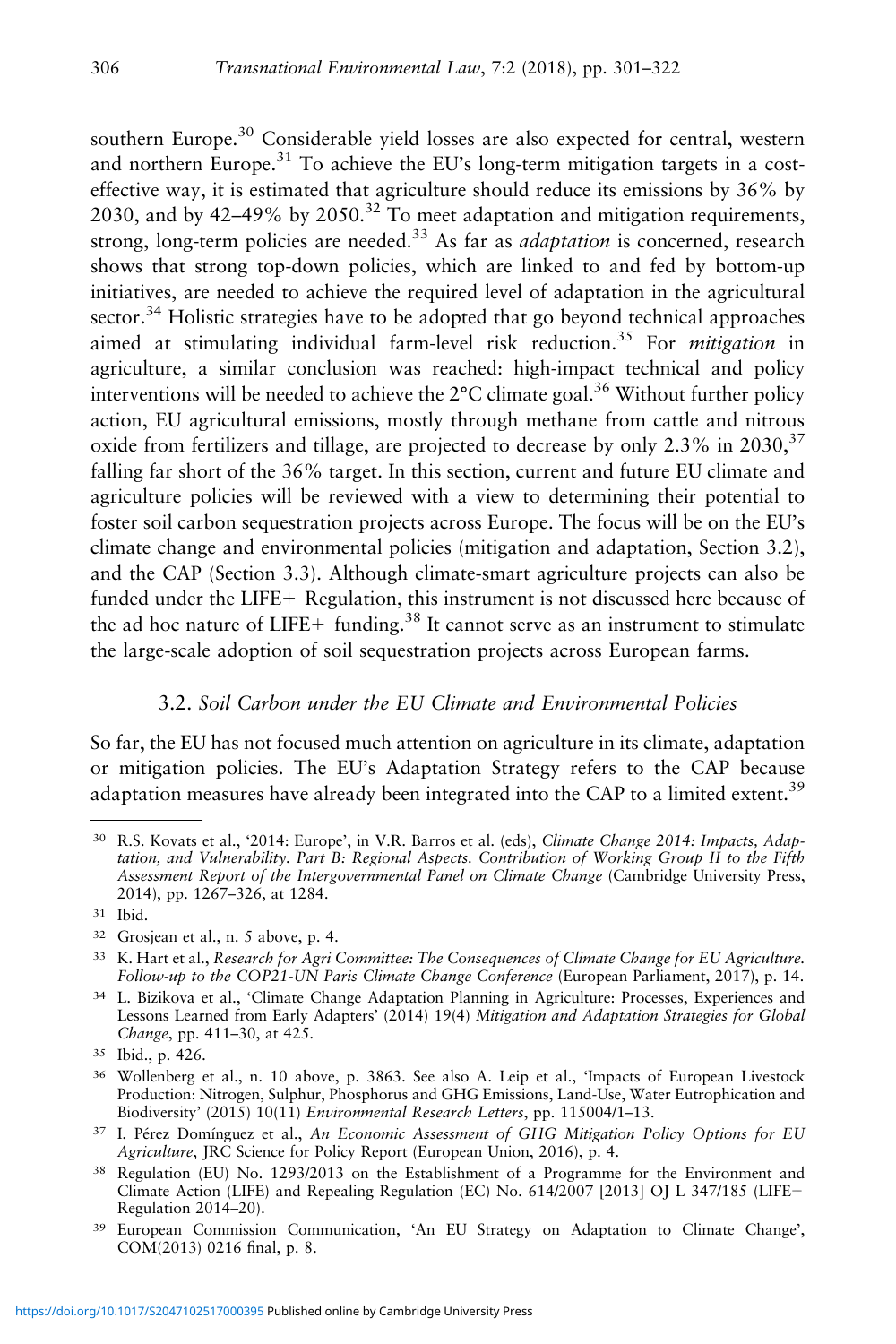southern Europe.[30] Considerable yield losses are also expected for central, western and northern Europe.[31] To achieve the EU's long-term mitigation targets in a cost-effective way, it is estimated that agriculture should reduce its emissions by 36% by 2030, and by 42–49% by 2050.[32] To meet adaptation and mitigation requirements, strong, long-term policies are needed.[33] As far as *adaptation* is concerned, research shows that strong top-down policies, which are linked to and fed by bottom-up initiatives, are needed to achieve the required level of adaptation in the agricultural sector.[34] Holistic strategies have to be adopted that go beyond technical approaches aimed at stimulating individual farm-level risk reduction.[35] For *mitigation* in agriculture, a similar conclusion was reached: high-impact technical and policy interventions will be needed to achieve the 2°C climate goal.[36] Without further policy action, EU agricultural emissions, mostly through methane from cattle and nitrous oxide from fertilizers and tillage, are projected to decrease by only 2.3% in 2030,[37] falling far short of the 36% target. In this section, current and future EU climate and agriculture policies will be reviewed with a view to determining their potential to foster soil carbon sequestration projects across Europe. The focus will be on the EU's climate change and environmental policies (mitigation and adaptation, Section 3.2), and the CAP (Section 3.3). Although climate-smart agriculture projects can also be funded under the LIFE+ Regulation, this instrument is not discussed here because of the ad hoc nature of LIFE+ funding.[38] It cannot serve as an instrument to stimulate the large-scale adoption of soil sequestration projects across European farms.

### 3.2. *Soil Carbon under the EU Climate and Environmental Policies*

So far, the EU has not focused much attention on agriculture in its climate, adaptation or mitigation policies. The EU's Adaptation Strategy refers to the CAP because adaptation measures have already been integrated into the CAP to a limited extent.[39]

---

[30] R.S. Kovats et al., '2014: Europe', in V.R. Barros et al. (eds), *Climate Change 2014: Impacts, Adaptation, and Vulnerability. Part B: Regional Aspects. Contribution of Working Group II to the Fifth Assessment Report of the Intergovernmental Panel on Climate Change* (Cambridge University Press, 2014), pp. 1267–326, at 1284.

[31] Ibid.

[32] Grosjean et al., n. 5 above, p. 4.

[33] K. Hart et al., *Research for Agri Committee: The Consequences of Climate Change for EU Agriculture. Follow-up to the COP21-UN Paris Climate Change Conference* (European Parliament, 2017), p. 14.

[34] L. Bizikova et al., 'Climate Change Adaptation Planning in Agriculture: Processes, Experiences and Lessons Learned from Early Adapters' (2014) 19(4) *Mitigation and Adaptation Strategies for Global Change*, pp. 411–30, at 425.

[35] Ibid., p. 426.

[36] Wollenberg et al., n. 10 above, p. 3863. See also A. Leip et al., 'Impacts of European Livestock Production: Nitrogen, Sulphur, Phosphorus and GHG Emissions, Land-Use, Water Eutrophication and Biodiversity' (2015) 10(11) *Environmental Research Letters*, pp. 115004/1–13.

[37] I. Pérez Domínguez et al., *An Economic Assessment of GHG Mitigation Policy Options for EU Agriculture*, JRC Science for Policy Report (European Union, 2016), p. 4.

[38] Regulation (EU) No. 1293/2013 on the Establishment of a Programme for the Environment and Climate Action (LIFE) and Repealing Regulation (EC) No. 614/2007 [2013] OJ L 347/185 (LIFE+ Regulation 2014–20).

[39] European Commission Communication, 'An EU Strategy on Adaptation to Climate Change', COM(2013) 0216 final, p. 8.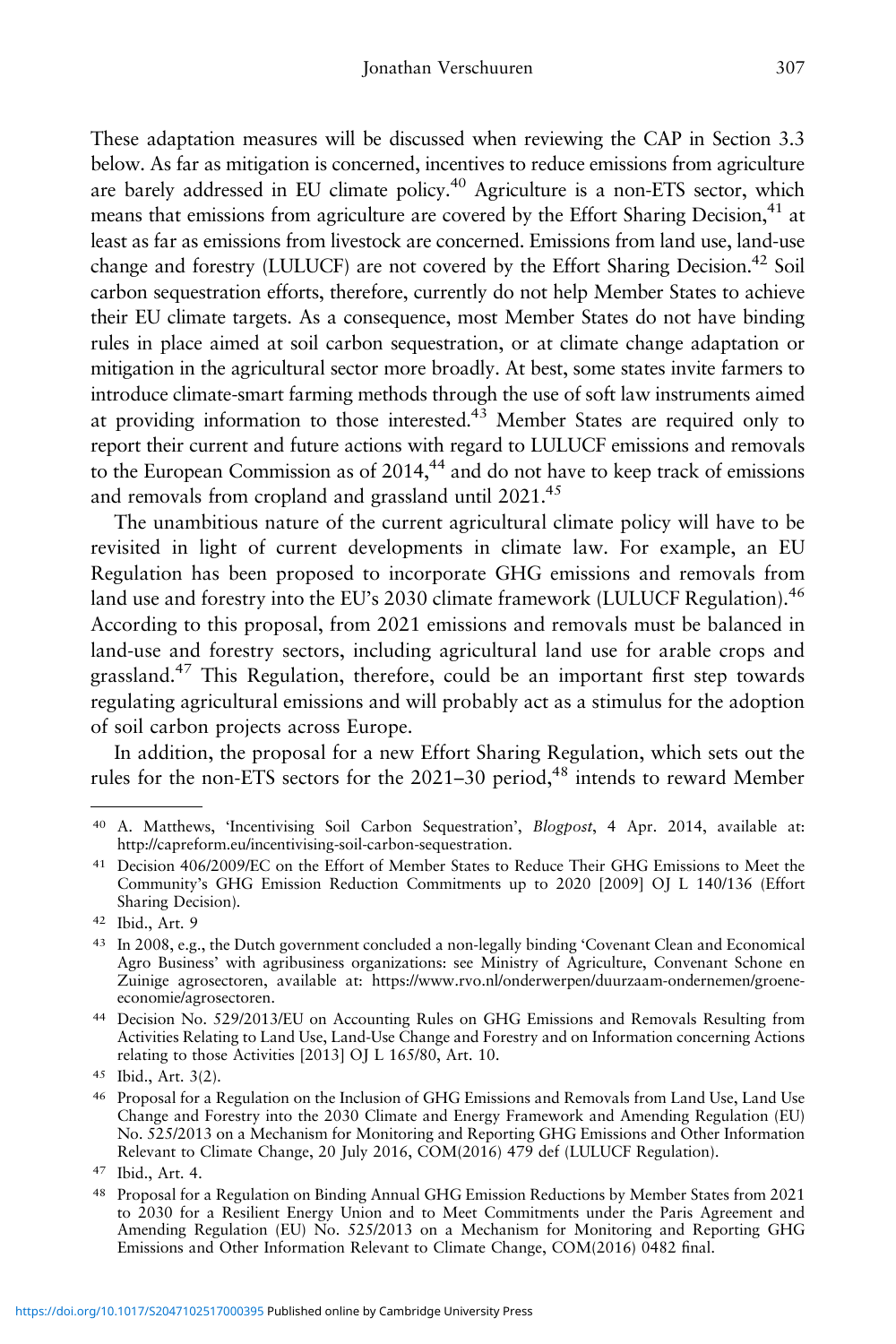These adaptation measures will be discussed when reviewing the CAP in Section 3.3 below. As far as mitigation is concerned, incentives to reduce emissions from agriculture are barely addressed in EU climate policy.[40] Agriculture is a non-ETS sector, which means that emissions from agriculture are covered by the Effort Sharing Decision,[41] at least as far as emissions from livestock are concerned. Emissions from land use, land-use change and forestry (LULUCF) are not covered by the Effort Sharing Decision.[42] Soil carbon sequestration efforts, therefore, currently do not help Member States to achieve their EU climate targets. As a consequence, most Member States do not have binding rules in place aimed at soil carbon sequestration, or at climate change adaptation or mitigation in the agricultural sector more broadly. At best, some states invite farmers to introduce climate-smart farming methods through the use of soft law instruments aimed at providing information to those interested.[43] Member States are required only to report their current and future actions with regard to LULUCF emissions and removals to the European Commission as of 2014,[44] and do not have to keep track of emissions and removals from cropland and grassland until 2021.[45]

The unambitious nature of the current agricultural climate policy will have to be revisited in light of current developments in climate law. For example, an EU Regulation has been proposed to incorporate GHG emissions and removals from land use and forestry into the EU's 2030 climate framework (LULUCF Regulation).[46] According to this proposal, from 2021 emissions and removals must be balanced in land-use and forestry sectors, including agricultural land use for arable crops and grassland.[47] This Regulation, therefore, could be an important first step towards regulating agricultural emissions and will probably act as a stimulus for the adoption of soil carbon projects across Europe.

In addition, the proposal for a new Effort Sharing Regulation, which sets out the rules for the non-ETS sectors for the 2021–30 period,[48] intends to reward Member

---

[40] A. Matthews, 'Incentivising Soil Carbon Sequestration', *Blogpost*, 4 Apr. 2014, available at: http://capreform.eu/incentivising-soil-carbon-sequestration.

[41] Decision 406/2009/EC on the Effort of Member States to Reduce Their GHG Emissions to Meet the Community's GHG Emission Reduction Commitments up to 2020 [2009] OJ L 140/136 (Effort Sharing Decision).

[42] Ibid., Art. 9

[43] In 2008, e.g., the Dutch government concluded a non-legally binding 'Covenant Clean and Economical Agro Business' with agribusiness organizations: see Ministry of Agriculture, Convenant Schone en Zuinige agrosectoren, available at: https://www.rvo.nl/onderwerpen/duurzaam-ondernemen/groene-economie/agrosectoren.

[44] Decision No. 529/2013/EU on Accounting Rules on GHG Emissions and Removals Resulting from Activities Relating to Land Use, Land-Use Change and Forestry and on Information concerning Actions relating to those Activities [2013] OJ L 165/80, Art. 10.

[45] Ibid., Art. 3(2).

[46] Proposal for a Regulation on the Inclusion of GHG Emissions and Removals from Land Use, Land Use Change and Forestry into the 2030 Climate and Energy Framework and Amending Regulation (EU) No. 525/2013 on a Mechanism for Monitoring and Reporting GHG Emissions and Other Information Relevant to Climate Change, 20 July 2016, COM(2016) 479 def (LULUCF Regulation).

[47] Ibid., Art. 4.

[48] Proposal for a Regulation on Binding Annual GHG Emission Reductions by Member States from 2021 to 2030 for a Resilient Energy Union and to Meet Commitments under the Paris Agreement and Amending Regulation (EU) No. 525/2013 on a Mechanism for Monitoring and Reporting GHG Emissions and Other Information Relevant to Climate Change, COM(2016) 0482 final.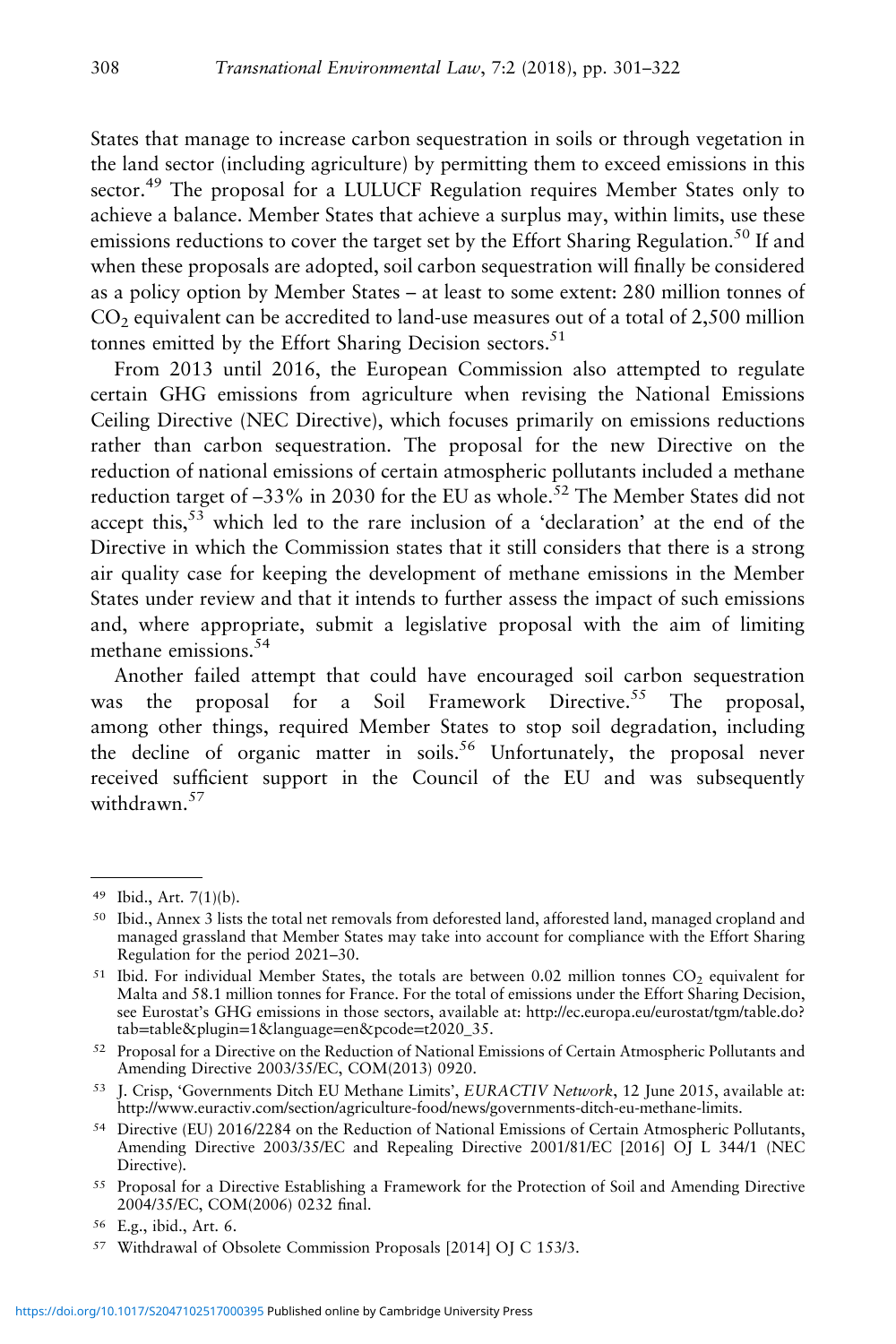States that manage to increase carbon sequestration in soils or through vegetation in the land sector (including agriculture) by permitting them to exceed emissions in this sector.[49] The proposal for a LULUCF Regulation requires Member States only to achieve a balance. Member States that achieve a surplus may, within limits, use these emissions reductions to cover the target set by the Effort Sharing Regulation.[50] If and when these proposals are adopted, soil carbon sequestration will finally be considered as a policy option by Member States – at least to some extent: 280 million tonnes of $CO_2$ equivalent can be accredited to land-use measures out of a total of 2,500 million tonnes emitted by the Effort Sharing Decision sectors.[51]

From 2013 until 2016, the European Commission also attempted to regulate certain GHG emissions from agriculture when revising the National Emissions Ceiling Directive (NEC Directive), which focuses primarily on emissions reductions rather than carbon sequestration. The proposal for the new Directive on the reduction of national emissions of certain atmospheric pollutants included a methane reduction target of –33% in 2030 for the EU as whole.[52] The Member States did not accept this,[53] which led to the rare inclusion of a 'declaration' at the end of the Directive in which the Commission states that it still considers that there is a strong air quality case for keeping the development of methane emissions in the Member States under review and that it intends to further assess the impact of such emissions and, where appropriate, submit a legislative proposal with the aim of limiting methane emissions.[54]

Another failed attempt that could have encouraged soil carbon sequestration was the proposal for a Soil Framework Directive.[55] The proposal, among other things, required Member States to stop soil degradation, including the decline of organic matter in soils.[56] Unfortunately, the proposal never received sufficient support in the Council of the EU and was subsequently withdrawn.[57]

---

[49] Ibid., Art. 7(1)(b).

[50] Ibid., Annex 3 lists the total net removals from deforested land, afforested land, managed cropland and managed grassland that Member States may take into account for compliance with the Effort Sharing Regulation for the period 2021–30.

[51] Ibid. For individual Member States, the totals are between 0.02 million tonnes $CO_2$ equivalent for Malta and 58.1 million tonnes for France. For the total of emissions under the Effort Sharing Decision, see Eurostat's GHG emissions in those sectors, available at: http://ec.europa.eu/eurostat/tgm/table.do?tab=table&plugin=1&language=en&pcode=t2020_35.

[52] Proposal for a Directive on the Reduction of National Emissions of Certain Atmospheric Pollutants and Amending Directive 2003/35/EC, COM(2013) 0920.

[53] J. Crisp, 'Governments Ditch EU Methane Limits', *EURACTIV Network*, 12 June 2015, available at: http://www.euractiv.com/section/agriculture-food/news/governments-ditch-eu-methane-limits.

[54] Directive (EU) 2016/2284 on the Reduction of National Emissions of Certain Atmospheric Pollutants, Amending Directive 2003/35/EC and Repealing Directive 2001/81/EC [2016] OJ L 344/1 (NEC Directive).

[55] Proposal for a Directive Establishing a Framework for the Protection of Soil and Amending Directive 2004/35/EC, COM(2006) 0232 final.

[56] E.g., ibid., Art. 6.

[57] Withdrawal of Obsolete Commission Proposals [2014] OJ C 153/3.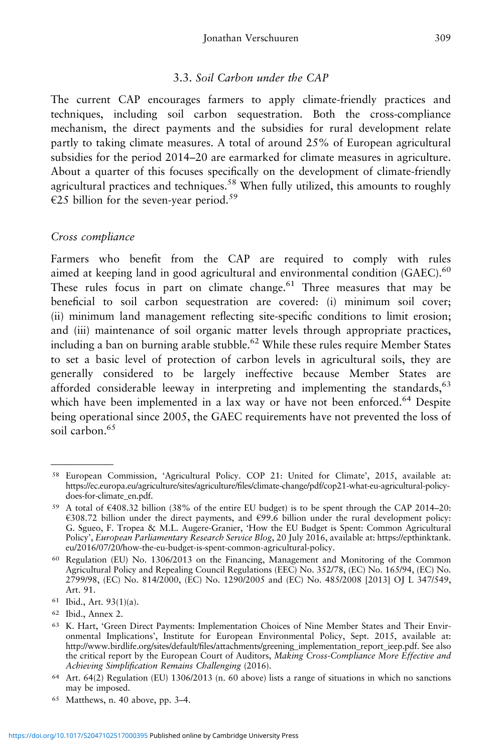### 3.3. *Soil Carbon under the CAP*

The current CAP encourages farmers to apply climate-friendly practices and techniques, including soil carbon sequestration. Both the cross-compliance mechanism, the direct payments and the subsidies for rural development relate partly to taking climate measures. A total of around 25% of European agricultural subsidies for the period 2014–20 are earmarked for climate measures in agriculture. About a quarter of this focuses specifically on the development of climate-friendly agricultural practices and techniques.[58] When fully utilized, this amounts to roughly €25 billion for the seven-year period.[59]

*Cross compliance*

Farmers who benefit from the CAP are required to comply with rules aimed at keeping land in good agricultural and environmental condition (GAEC).[60] These rules focus in part on climate change.[61] Three measures that may be beneficial to soil carbon sequestration are covered: (i) minimum soil cover; (ii) minimum land management reflecting site-specific conditions to limit erosion; and (iii) maintenance of soil organic matter levels through appropriate practices, including a ban on burning arable stubble.[62] While these rules require Member States to set a basic level of protection of carbon levels in agricultural soils, they are generally considered to be largely ineffective because Member States are afforded considerable leeway in interpreting and implementing the standards,[63] which have been implemented in a lax way or have not been enforced.[64] Despite being operational since 2005, the GAEC requirements have not prevented the loss of soil carbon.[65]

---

[58] European Commission, 'Agricultural Policy. COP 21: United for Climate', 2015, available at: https://ec.europa.eu/agriculture/sites/agriculture/files/climate-change/pdf/cop21-what-eu-agricultural-policy-does-for-climate_en.pdf.

[59] A total of €408.32 billion (38% of the entire EU budget) is to be spent through the CAP 2014–20: €308.72 billion under the direct payments, and €99.6 billion under the rural development policy: G. Sgueo, F. Tropea & M.L. Augere-Granier, 'How the EU Budget is Spent: Common Agricultural Policy', *European Parliamentary Research Service Blog*, 20 July 2016, available at: https://epthinktank.eu/2016/07/20/how-the-eu-budget-is-spent-common-agricultural-policy.

[60] Regulation (EU) No. 1306/2013 on the Financing, Management and Monitoring of the Common Agricultural Policy and Repealing Council Regulations (EEC) No. 352/78, (EC) No. 165/94, (EC) No. 2799/98, (EC) No. 814/2000, (EC) No. 1290/2005 and (EC) No. 485/2008 [2013] OJ L 347/549, Art. 91.

[61] Ibid., Art. 93(1)(a).

[62] Ibid., Annex 2.

[63] K. Hart, 'Green Direct Payments: Implementation Choices of Nine Member States and Their Environmental Implications', Institute for European Environmental Policy, Sept. 2015, available at: http://www.birdlife.org/sites/default/files/attachments/greening_implementation_report_ieep.pdf. See also the critical report by the European Court of Auditors, *Making Cross-Compliance More Effective and Achieving Simplification Remains Challenging* (2016).

[64] Art. 64(2) Regulation (EU) 1306/2013 (n. 60 above) lists a range of situations in which no sanctions may be imposed.

[65] Matthews, n. 40 above, pp. 3–4.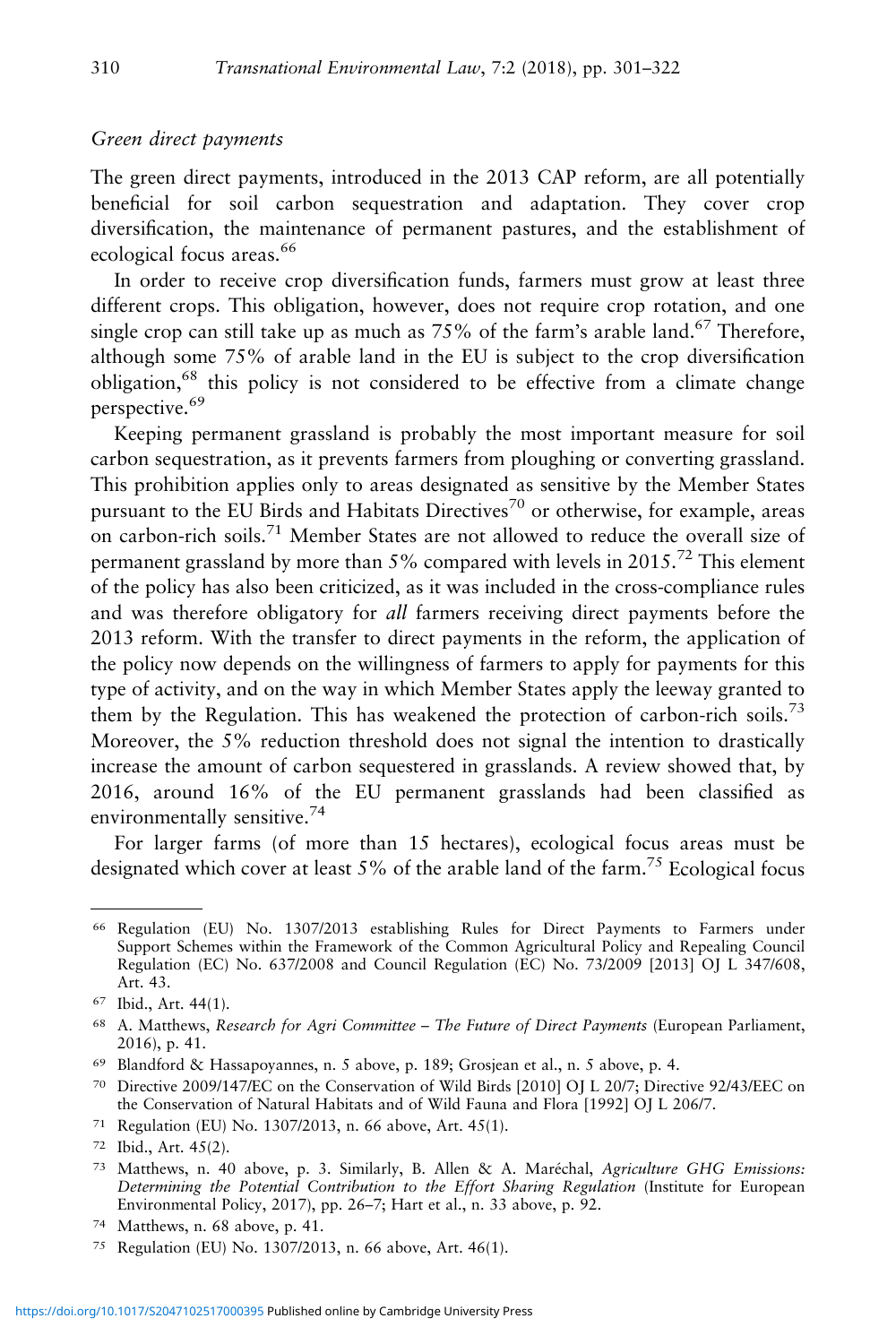*Green direct payments*

The green direct payments, introduced in the 2013 CAP reform, are all potentially beneficial for soil carbon sequestration and adaptation. They cover crop diversification, the maintenance of permanent pastures, and the establishment of ecological focus areas.[66]

In order to receive crop diversification funds, farmers must grow at least three different crops. This obligation, however, does not require crop rotation, and one single crop can still take up as much as 75% of the farm's arable land.[67] Therefore, although some 75% of arable land in the EU is subject to the crop diversification obligation,[68] this policy is not considered to be effective from a climate change perspective.[69]

Keeping permanent grassland is probably the most important measure for soil carbon sequestration, as it prevents farmers from ploughing or converting grassland. This prohibition applies only to areas designated as sensitive by the Member States pursuant to the EU Birds and Habitats Directives[70] or otherwise, for example, areas on carbon-rich soils.[71] Member States are not allowed to reduce the overall size of permanent grassland by more than 5% compared with levels in 2015.[72] This element of the policy has also been criticized, as it was included in the cross-compliance rules and was therefore obligatory for *all* farmers receiving direct payments before the 2013 reform. With the transfer to direct payments in the reform, the application of the policy now depends on the willingness of farmers to apply for payments for this type of activity, and on the way in which Member States apply the leeway granted to them by the Regulation. This has weakened the protection of carbon-rich soils.[73] Moreover, the 5% reduction threshold does not signal the intention to drastically increase the amount of carbon sequestered in grasslands. A review showed that, by 2016, around 16% of the EU permanent grasslands had been classified as environmentally sensitive.[74]

For larger farms (of more than 15 hectares), ecological focus areas must be designated which cover at least 5% of the arable land of the farm.[75] Ecological focus

---

[66] Regulation (EU) No. 1307/2013 establishing Rules for Direct Payments to Farmers under Support Schemes within the Framework of the Common Agricultural Policy and Repealing Council Regulation (EC) No. 637/2008 and Council Regulation (EC) No. 73/2009 [2013] OJ L 347/608, Art. 43.

[67] Ibid., Art. 44(1).

[68] A. Matthews, *Research for Agri Committee – The Future of Direct Payments* (European Parliament, 2016), p. 41.

[69] Blandford & Hassapoyannes, n. 5 above, p. 189; Grosjean et al., n. 5 above, p. 4.

[70] Directive 2009/147/EC on the Conservation of Wild Birds [2010] OJ L 20/7; Directive 92/43/EEC on the Conservation of Natural Habitats and of Wild Fauna and Flora [1992] OJ L 206/7.

[71] Regulation (EU) No. 1307/2013, n. 66 above, Art. 45(1).

[72] Ibid., Art. 45(2).

[73] Matthews, n. 40 above, p. 3. Similarly, B. Allen & A. Maréchal, *Agriculture GHG Emissions: Determining the Potential Contribution to the Effort Sharing Regulation* (Institute for European Environmental Policy, 2017), pp. 26–7; Hart et al., n. 33 above, p. 92.

[74] Matthews, n. 68 above, p. 41.

[75] Regulation (EU) No. 1307/2013, n. 66 above, Art. 46(1).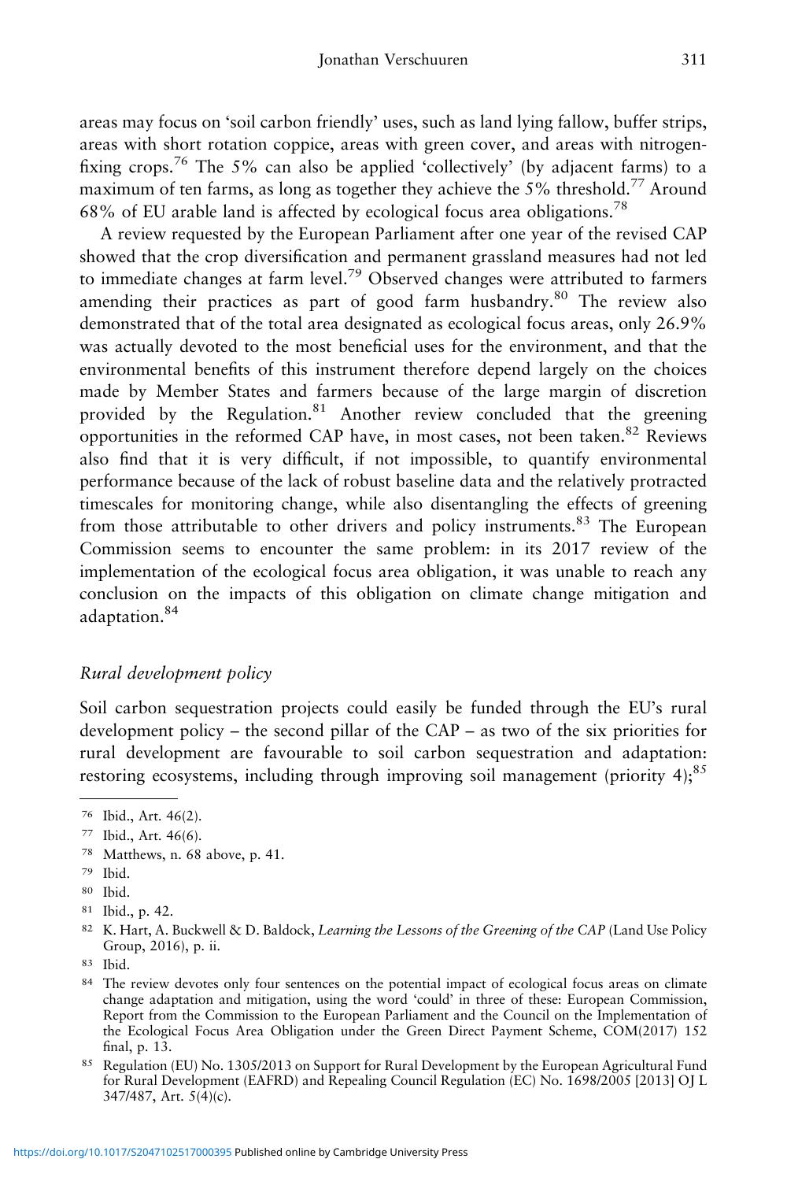areas may focus on 'soil carbon friendly' uses, such as land lying fallow, buffer strips, areas with short rotation coppice, areas with green cover, and areas with nitrogen-fixing crops.[76] The 5% can also be applied 'collectively' (by adjacent farms) to a maximum of ten farms, as long as together they achieve the 5% threshold.[77] Around 68% of EU arable land is affected by ecological focus area obligations.[78]

A review requested by the European Parliament after one year of the revised CAP showed that the crop diversification and permanent grassland measures had not led to immediate changes at farm level.[79] Observed changes were attributed to farmers amending their practices as part of good farm husbandry.[80] The review also demonstrated that of the total area designated as ecological focus areas, only 26.9% was actually devoted to the most beneficial uses for the environment, and that the environmental benefits of this instrument therefore depend largely on the choices made by Member States and farmers because of the large margin of discretion provided by the Regulation.[81] Another review concluded that the greening opportunities in the reformed CAP have, in most cases, not been taken.[82] Reviews also find that it is very difficult, if not impossible, to quantify environmental performance because of the lack of robust baseline data and the relatively protracted timescales for monitoring change, while also disentangling the effects of greening from those attributable to other drivers and policy instruments.[83] The European Commission seems to encounter the same problem: in its 2017 review of the implementation of the ecological focus area obligation, it was unable to reach any conclusion on the impacts of this obligation on climate change mitigation and adaptation.[84]

### *Rural development policy*

Soil carbon sequestration projects could easily be funded through the EU's rural development policy – the second pillar of the CAP – as two of the six priorities for rural development are favourable to soil carbon sequestration and adaptation: restoring ecosystems, including through improving soil management (priority 4);[85]

---

[76] Ibid., Art. 46(2).

[77] Ibid., Art. 46(6).

[78] Matthews, n. 68 above, p. 41.

[79] Ibid.

[80] Ibid.

[81] Ibid., p. 42.

[82] K. Hart, A. Buckwell & D. Baldock, *Learning the Lessons of the Greening of the CAP* (Land Use Policy Group, 2016), p. ii.

[83] Ibid.

[84] The review devotes only four sentences on the potential impact of ecological focus areas on climate change adaptation and mitigation, using the word 'could' in three of these: European Commission, Report from the Commission to the European Parliament and the Council on the Implementation of the Ecological Focus Area Obligation under the Green Direct Payment Scheme, COM(2017) 152 final, p. 13.

[85] Regulation (EU) No. 1305/2013 on Support for Rural Development by the European Agricultural Fund for Rural Development (EAFRD) and Repealing Council Regulation (EC) No. 1698/2005 [2013] OJ L 347/487, Art. 5(4)(c).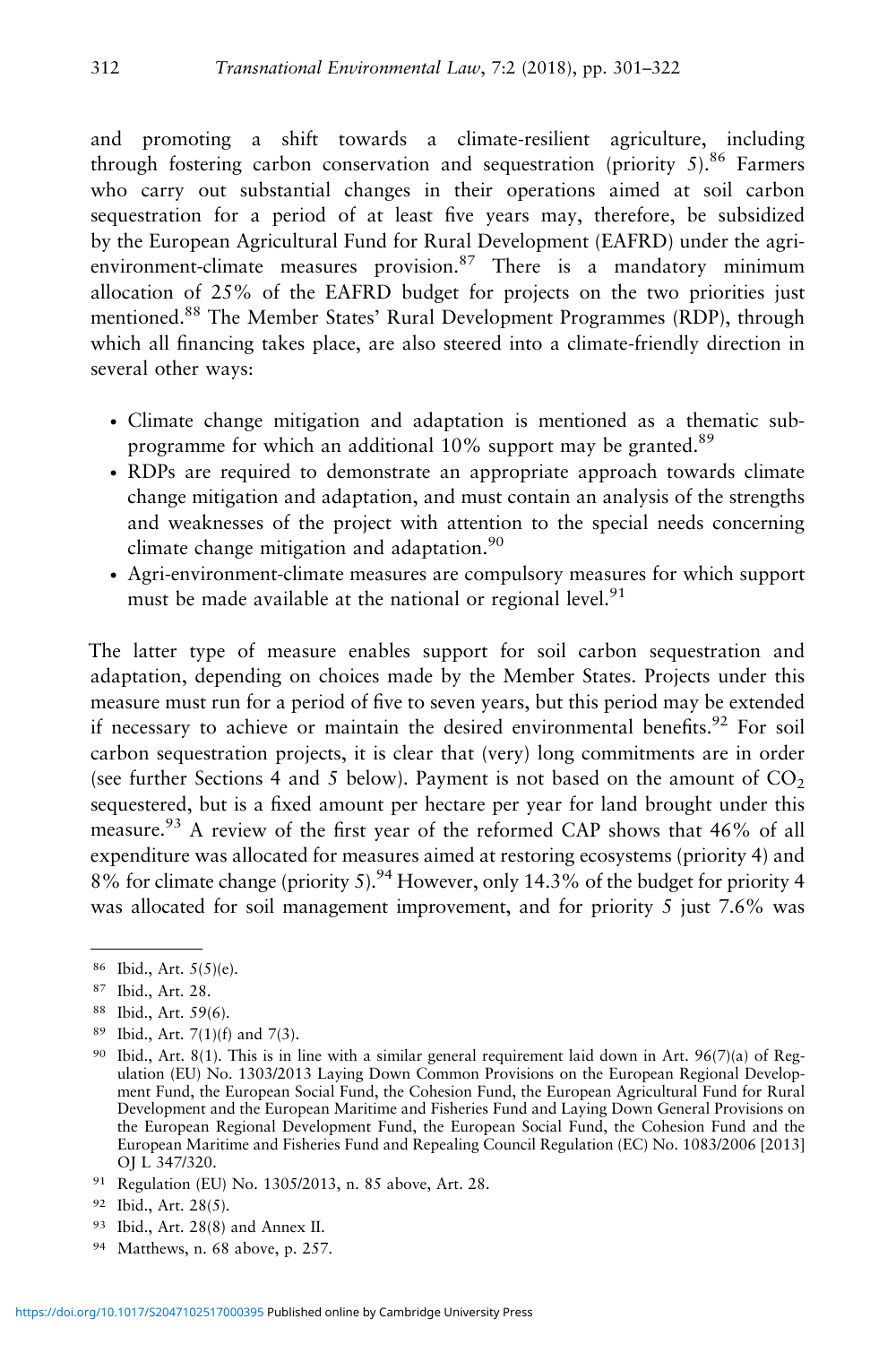and promoting a shift towards a climate-resilient agriculture, including through fostering carbon conservation and sequestration (priority 5).[86] Farmers who carry out substantial changes in their operations aimed at soil carbon sequestration for a period of at least five years may, therefore, be subsidized by the European Agricultural Fund for Rural Development (EAFRD) under the agri-environment-climate measures provision.[87] There is a mandatory minimum allocation of 25% of the EAFRD budget for projects on the two priorities just mentioned.[88] The Member States' Rural Development Programmes (RDP), through which all financing takes place, are also steered into a climate-friendly direction in several other ways:

- Climate change mitigation and adaptation is mentioned as a thematic sub-programme for which an additional 10% support may be granted.[89]
- RDPs are required to demonstrate an appropriate approach towards climate change mitigation and adaptation, and must contain an analysis of the strengths and weaknesses of the project with attention to the special needs concerning climate change mitigation and adaptation.[90]
- Agri-environment-climate measures are compulsory measures for which support must be made available at the national or regional level.[91]

The latter type of measure enables support for soil carbon sequestration and adaptation, depending on choices made by the Member States. Projects under this measure must run for a period of five to seven years, but this period may be extended if necessary to achieve or maintain the desired environmental benefits.[92] For soil carbon sequestration projects, it is clear that (very) long commitments are in order (see further Sections 4 and 5 below). Payment is not based on the amount of $CO_2$ sequestered, but is a fixed amount per hectare per year for land brought under this measure.[93] A review of the first year of the reformed CAP shows that 46% of all expenditure was allocated for measures aimed at restoring ecosystems (priority 4) and 8% for climate change (priority 5).[94] However, only 14.3% of the budget for priority 4 was allocated for soil management improvement, and for priority 5 just 7.6% was

---

86 Ibid., Art. 5(5)(e).

87 Ibid., Art. 28.

88 Ibid., Art. 59(6).

89 Ibid., Art. 7(1)(f) and 7(3).

90 Ibid., Art. 8(1). This is in line with a similar general requirement laid down in Art. 96(7)(a) of Regulation (EU) No. 1303/2013 Laying Down Common Provisions on the European Regional Development Fund, the European Social Fund, the Cohesion Fund, the European Agricultural Fund for Rural Development and the European Maritime and Fisheries Fund and Laying Down General Provisions on the European Regional Development Fund, the European Social Fund, the Cohesion Fund and the European Maritime and Fisheries Fund and Repealing Council Regulation (EC) No. 1083/2006 [2013] OJ L 347/320.

91 Regulation (EU) No. 1305/2013, n. 85 above, Art. 28.

92 Ibid., Art. 28(5).

93 Ibid., Art. 28(8) and Annex II.

94 Matthews, n. 68 above, p. 257.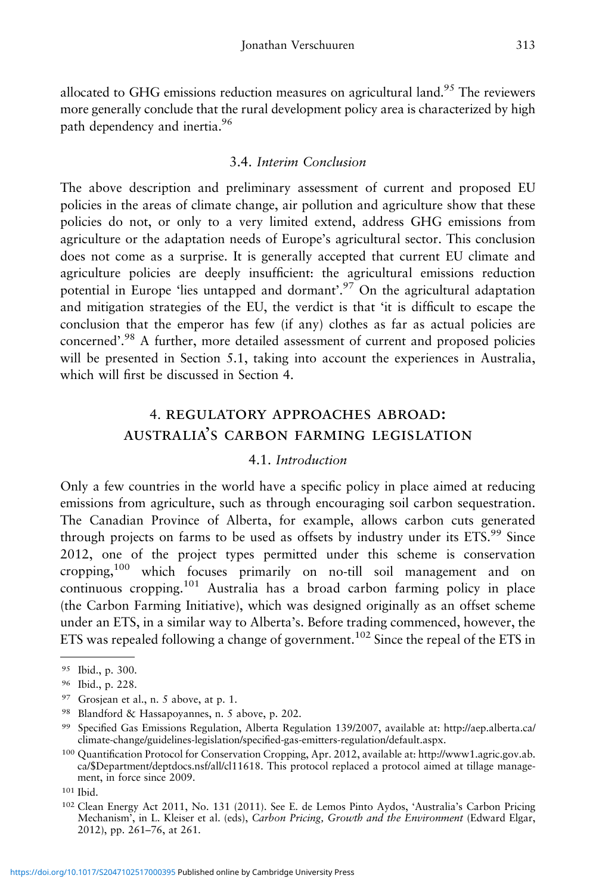allocated to GHG emissions reduction measures on agricultural land.[95] The reviewers more generally conclude that the rural development policy area is characterized by high path dependency and inertia.[96]

### 3.4. *Interim Conclusion*

The above description and preliminary assessment of current and proposed EU policies in the areas of climate change, air pollution and agriculture show that these policies do not, or only to a very limited extend, address GHG emissions from agriculture or the adaptation needs of Europe's agricultural sector. This conclusion does not come as a surprise. It is generally accepted that current EU climate and agriculture policies are deeply insufficient: the agricultural emissions reduction potential in Europe 'lies untapped and dormant'.[97] On the agricultural adaptation and mitigation strategies of the EU, the verdict is that 'it is difficult to escape the conclusion that the emperor has few (if any) clothes as far as actual policies are concerned'.[98] A further, more detailed assessment of current and proposed policies will be presented in Section 5.1, taking into account the experiences in Australia, which will first be discussed in Section 4.

## 4. REGULATORY APPROACHES ABROAD: AUSTRALIA'S CARBON FARMING LEGISLATION

### 4.1. *Introduction*

Only a few countries in the world have a specific policy in place aimed at reducing emissions from agriculture, such as through encouraging soil carbon sequestration. The Canadian Province of Alberta, for example, allows carbon cuts generated through projects on farms to be used as offsets by industry under its ETS.[99] Since 2012, one of the project types permitted under this scheme is conservation cropping,[100] which focuses primarily on no-till soil management and on continuous cropping.[101] Australia has a broad carbon farming policy in place (the Carbon Farming Initiative), which was designed originally as an offset scheme under an ETS, in a similar way to Alberta's. Before trading commenced, however, the ETS was repealed following a change of government.[102] Since the repeal of the ETS in

---

[95] Ibid., p. 300.

[96] Ibid., p. 228.

[97] Grosjean et al., n. 5 above, at p. 1.

[98] Blandford & Hassapoyannes, n. 5 above, p. 202.

[99] Specified Gas Emissions Regulation, Alberta Regulation 139/2007, available at: http://aep.alberta.ca/climate-change/guidelines-legislation/specified-gas-emitters-regulation/default.aspx.

[100] Quantification Protocol for Conservation Cropping, Apr. 2012, available at: http://www1.agric.gov.ab.ca/$Department/deptdocs.nsf/all/cl11618. This protocol replaced a protocol aimed at tillage management, in force since 2009.

[101] Ibid.

[102] Clean Energy Act 2011, No. 131 (2011). See E. de Lemos Pinto Aydos, 'Australia's Carbon Pricing Mechanism', in L. Kleiser et al. (eds), *Carbon Pricing, Growth and the Environment* (Edward Elgar, 2012), pp. 261–76, at 261.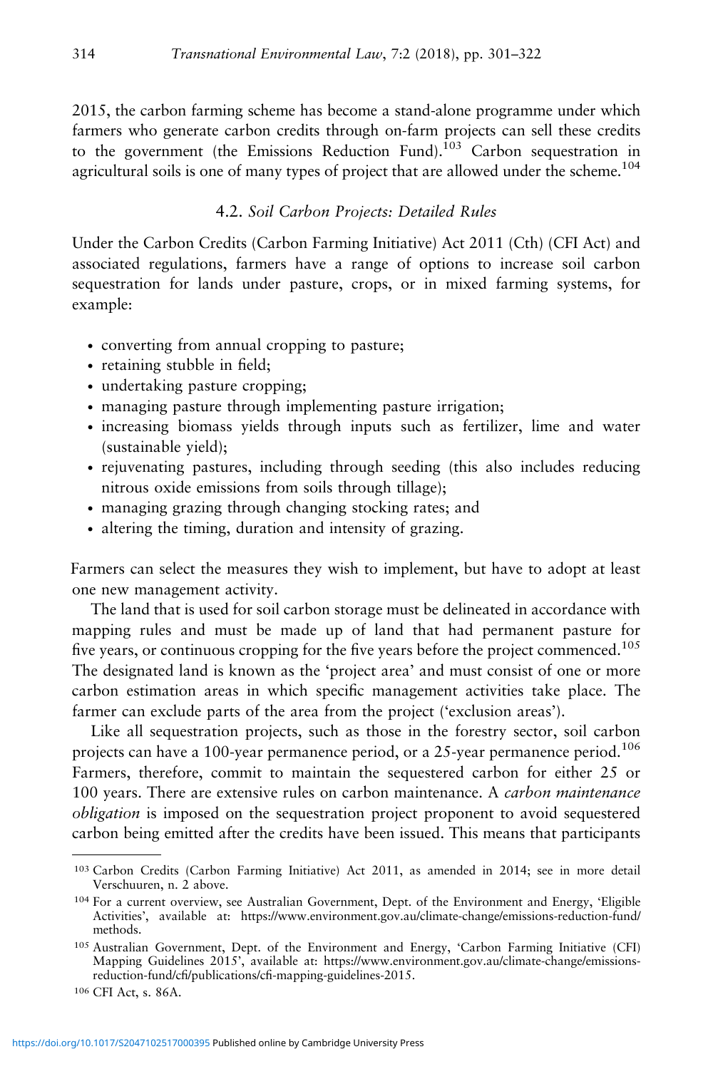2015, the carbon farming scheme has become a stand-alone programme under which farmers who generate carbon credits through on-farm projects can sell these credits to the government (the Emissions Reduction Fund).[103] Carbon sequestration in agricultural soils is one of many types of project that are allowed under the scheme.[104]

### 4.2. *Soil Carbon Projects: Detailed Rules*

Under the Carbon Credits (Carbon Farming Initiative) Act 2011 (Cth) (CFI Act) and associated regulations, farmers have a range of options to increase soil carbon sequestration for lands under pasture, crops, or in mixed farming systems, for example:

- converting from annual cropping to pasture;
- retaining stubble in field;
- undertaking pasture cropping;
- managing pasture through implementing pasture irrigation;
- increasing biomass yields through inputs such as fertilizer, lime and water (sustainable yield);
- rejuvenating pastures, including through seeding (this also includes reducing nitrous oxide emissions from soils through tillage);
- managing grazing through changing stocking rates; and
- altering the timing, duration and intensity of grazing.

Farmers can select the measures they wish to implement, but have to adopt at least one new management activity.

The land that is used for soil carbon storage must be delineated in accordance with mapping rules and must be made up of land that had permanent pasture for five years, or continuous cropping for the five years before the project commenced.[105] The designated land is known as the 'project area' and must consist of one or more carbon estimation areas in which specific management activities take place. The farmer can exclude parts of the area from the project ('exclusion areas').

Like all sequestration projects, such as those in the forestry sector, soil carbon projects can have a 100-year permanence period, or a 25-year permanence period.[106] Farmers, therefore, commit to maintain the sequestered carbon for either 25 or 100 years. There are extensive rules on carbon maintenance. A *carbon maintenance obligation* is imposed on the sequestration project proponent to avoid sequestered carbon being emitted after the credits have been issued. This means that participants

---

[103] Carbon Credits (Carbon Farming Initiative) Act 2011, as amended in 2014; see in more detail Verschuuren, n. 2 above.

[104] For a current overview, see Australian Government, Dept. of the Environment and Energy, 'Eligible Activities', available at: https://www.environment.gov.au/climate-change/emissions-reduction-fund/methods.

[105] Australian Government, Dept. of the Environment and Energy, 'Carbon Farming Initiative (CFI) Mapping Guidelines 2015', available at: https://www.environment.gov.au/climate-change/emissions-reduction-fund/cfi/publications/cfi-mapping-guidelines-2015.

[106] CFI Act, s. 86A.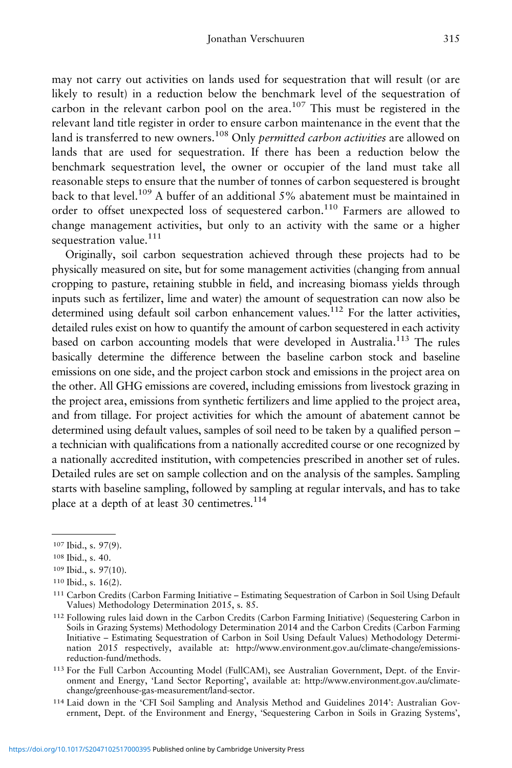may not carry out activities on lands used for sequestration that will result (or are likely to result) in a reduction below the benchmark level of the sequestration of carbon in the relevant carbon pool on the area.[107] This must be registered in the relevant land title register in order to ensure carbon maintenance in the event that the land is transferred to new owners.[108] Only *permitted carbon activities* are allowed on lands that are used for sequestration. If there has been a reduction below the benchmark sequestration level, the owner or occupier of the land must take all reasonable steps to ensure that the number of tonnes of carbon sequestered is brought back to that level.[109] A buffer of an additional 5% abatement must be maintained in order to offset unexpected loss of sequestered carbon.[110] Farmers are allowed to change management activities, but only to an activity with the same or a higher sequestration value.[111]

Originally, soil carbon sequestration achieved through these projects had to be physically measured on site, but for some management activities (changing from annual cropping to pasture, retaining stubble in field, and increasing biomass yields through inputs such as fertilizer, lime and water) the amount of sequestration can now also be determined using default soil carbon enhancement values.[112] For the latter activities, detailed rules exist on how to quantify the amount of carbon sequestered in each activity based on carbon accounting models that were developed in Australia.[113] The rules basically determine the difference between the baseline carbon stock and baseline emissions on one side, and the project carbon stock and emissions in the project area on the other. All GHG emissions are covered, including emissions from livestock grazing in the project area, emissions from synthetic fertilizers and lime applied to the project area, and from tillage. For project activities for which the amount of abatement cannot be determined using default values, samples of soil need to be taken by a qualified person – a technician with qualifications from a nationally accredited course or one recognized by a nationally accredited institution, with competencies prescribed in another set of rules. Detailed rules are set on sample collection and on the analysis of the samples. Sampling starts with baseline sampling, followed by sampling at regular intervals, and has to take place at a depth of at least 30 centimetres.[114]

---

[107] Ibid., s. 97(9).

[108] Ibid., s. 40.

[109] Ibid., s. 97(10).

[110] Ibid., s. 16(2).

[111] Carbon Credits (Carbon Farming Initiative – Estimating Sequestration of Carbon in Soil Using Default Values) Methodology Determination 2015, s. 85.

[112] Following rules laid down in the Carbon Credits (Carbon Farming Initiative) (Sequestering Carbon in Soils in Grazing Systems) Methodology Determination 2014 and the Carbon Credits (Carbon Farming Initiative – Estimating Sequestration of Carbon in Soil Using Default Values) Methodology Determination 2015 respectively, available at: http://www.environment.gov.au/climate-change/emissions-reduction-fund/methods.

[113] For the Full Carbon Accounting Model (FullCAM), see Australian Government, Dept. of the Environment and Energy, 'Land Sector Reporting', available at: http://www.environment.gov.au/climate-change/greenhouse-gas-measurement/land-sector.

[114] Laid down in the 'CFI Soil Sampling and Analysis Method and Guidelines 2014': Australian Government, Dept. of the Environment and Energy, 'Sequestering Carbon in Soils in Grazing Systems',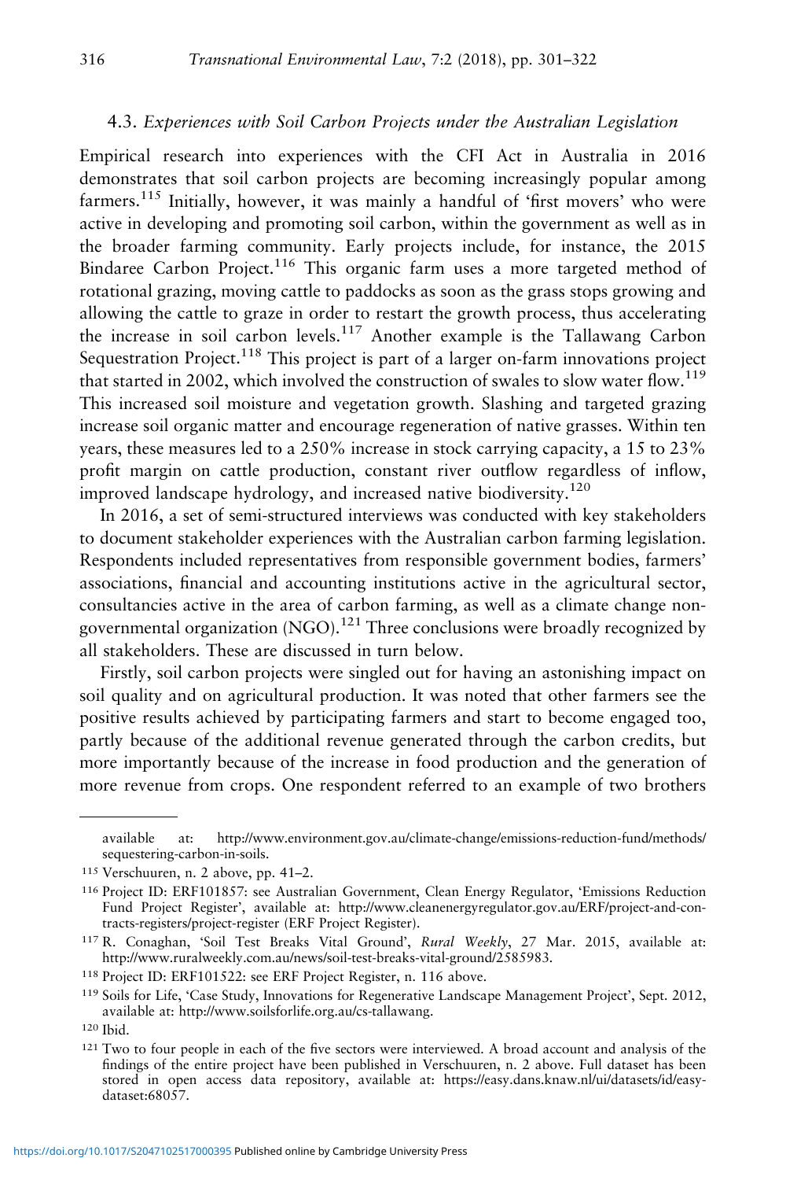### 4.3. *Experiences with Soil Carbon Projects under the Australian Legislation*

Empirical research into experiences with the CFI Act in Australia in 2016 demonstrates that soil carbon projects are becoming increasingly popular among farmers.[115] Initially, however, it was mainly a handful of 'first movers' who were active in developing and promoting soil carbon, within the government as well as in the broader farming community. Early projects include, for instance, the 2015 Bindaree Carbon Project.[116] This organic farm uses a more targeted method of rotational grazing, moving cattle to paddocks as soon as the grass stops growing and allowing the cattle to graze in order to restart the growth process, thus accelerating the increase in soil carbon levels.[117] Another example is the Tallawang Carbon Sequestration Project.[118] This project is part of a larger on-farm innovations project that started in 2002, which involved the construction of swales to slow water flow.[119] This increased soil moisture and vegetation growth. Slashing and targeted grazing increase soil organic matter and encourage regeneration of native grasses. Within ten years, these measures led to a 250% increase in stock carrying capacity, a 15 to 23% profit margin on cattle production, constant river outflow regardless of inflow, improved landscape hydrology, and increased native biodiversity.[120]

In 2016, a set of semi-structured interviews was conducted with key stakeholders to document stakeholder experiences with the Australian carbon farming legislation. Respondents included representatives from responsible government bodies, farmers' associations, financial and accounting institutions active in the agricultural sector, consultancies active in the area of carbon farming, as well as a climate change non-governmental organization (NGO).[121] Three conclusions were broadly recognized by all stakeholders. These are discussed in turn below.

Firstly, soil carbon projects were singled out for having an astonishing impact on soil quality and on agricultural production. It was noted that other farmers see the positive results achieved by participating farmers and start to become engaged too, partly because of the additional revenue generated through the carbon credits, but more importantly because of the increase in food production and the generation of more revenue from crops. One respondent referred to an example of two brothers

---

available at: http://www.environment.gov.au/climate-change/emissions-reduction-fund/methods/sequestering-carbon-in-soils.

[115] Verschuuren, n. 2 above, pp. 41–2.

[116] Project ID: ERF101857: see Australian Government, Clean Energy Regulator, 'Emissions Reduction Fund Project Register', available at: http://www.cleanenergyregulator.gov.au/ERF/project-and-contracts-registers/project-register (ERF Project Register).

[117] R. Conaghan, 'Soil Test Breaks Vital Ground', *Rural Weekly*, 27 Mar. 2015, available at: http://www.ruralweekly.com.au/news/soil-test-breaks-vital-ground/2585983.

[118] Project ID: ERF101522: see ERF Project Register, n. 116 above.

[119] Soils for Life, 'Case Study, Innovations for Regenerative Landscape Management Project', Sept. 2012, available at: http://www.soilsforlife.org.au/cs-tallawang.

[120] Ibid.

[121] Two to four people in each of the five sectors were interviewed. A broad account and analysis of the findings of the entire project have been published in Verschuuren, n. 2 above. Full dataset has been stored in open access data repository, available at: https://easy.dans.knaw.nl/ui/datasets/id/easy-dataset:68057.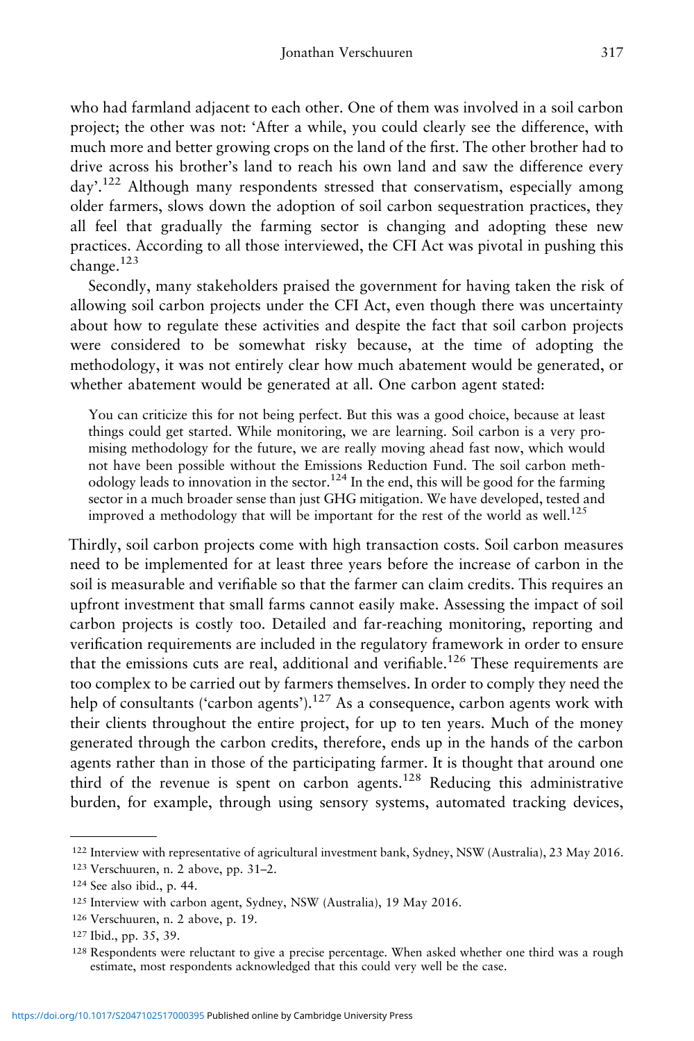who had farmland adjacent to each other. One of them was involved in a soil carbon project; the other was not: 'After a while, you could clearly see the difference, with much more and better growing crops on the land of the first. The other brother had to drive across his brother's land to reach his own land and saw the difference every day'.[122] Although many respondents stressed that conservatism, especially among older farmers, slows down the adoption of soil carbon sequestration practices, they all feel that gradually the farming sector is changing and adopting these new practices. According to all those interviewed, the CFI Act was pivotal in pushing this change.[123]

Secondly, many stakeholders praised the government for having taken the risk of allowing soil carbon projects under the CFI Act, even though there was uncertainty about how to regulate these activities and despite the fact that soil carbon projects were considered to be somewhat risky because, at the time of adopting the methodology, it was not entirely clear how much abatement would be generated, or whether abatement would be generated at all. One carbon agent stated:

> You can criticize this for not being perfect. But this was a good choice, because at least things could get started. While monitoring, we are learning. Soil carbon is a very promising methodology for the future, we are really moving ahead fast now, which would not have been possible without the Emissions Reduction Fund. The soil carbon methodology leads to innovation in the sector.[124] In the end, this will be good for the farming sector in a much broader sense than just GHG mitigation. We have developed, tested and improved a methodology that will be important for the rest of the world as well.[125]

Thirdly, soil carbon projects come with high transaction costs. Soil carbon measures need to be implemented for at least three years before the increase of carbon in the soil is measurable and verifiable so that the farmer can claim credits. This requires an upfront investment that small farms cannot easily make. Assessing the impact of soil carbon projects is costly too. Detailed and far-reaching monitoring, reporting and verification requirements are included in the regulatory framework in order to ensure that the emissions cuts are real, additional and verifiable.[126] These requirements are too complex to be carried out by farmers themselves. In order to comply they need the help of consultants ('carbon agents').[127] As a consequence, carbon agents work with their clients throughout the entire project, for up to ten years. Much of the money generated through the carbon credits, therefore, ends up in the hands of the carbon agents rather than in those of the participating farmer. It is thought that around one third of the revenue is spent on carbon agents.[128] Reducing this administrative burden, for example, through using sensory systems, automated tracking devices,

---

[122] Interview with representative of agricultural investment bank, Sydney, NSW (Australia), 23 May 2016.

[123] Verschuuren, n. 2 above, pp. 31–2.

[124] See also ibid., p. 44.

[125] Interview with carbon agent, Sydney, NSW (Australia), 19 May 2016.

[126] Verschuuren, n. 2 above, p. 19.

[127] Ibid., pp. 35, 39.

[128] Respondents were reluctant to give a precise percentage. When asked whether one third was a rough estimate, most respondents acknowledged that this could very well be the case.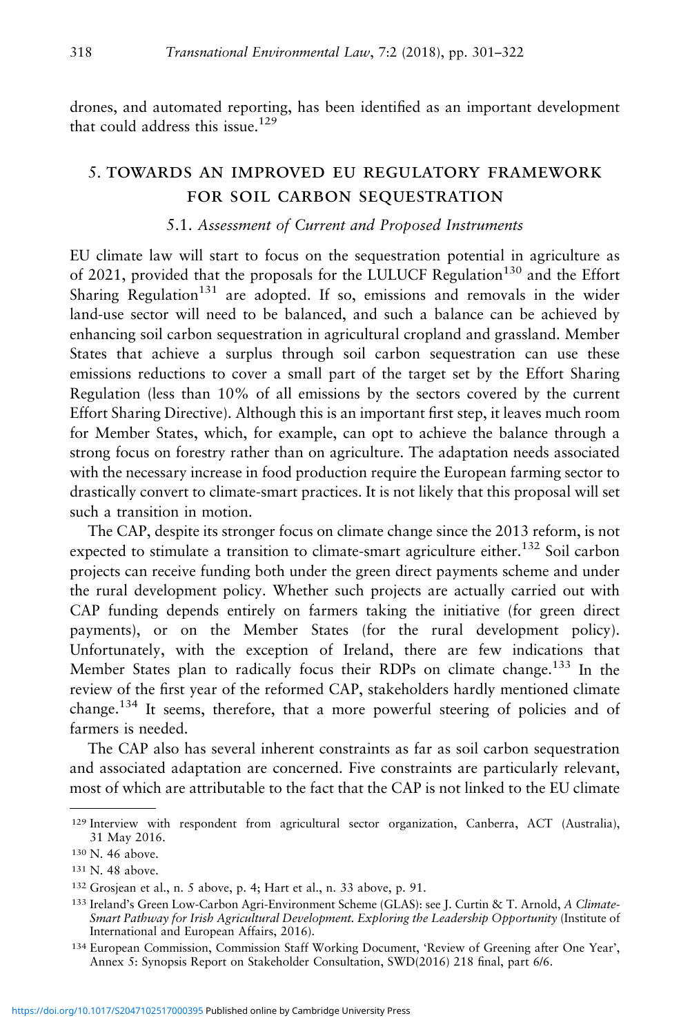drones, and automated reporting, has been identified as an important development that could address this issue.[129]

## 5. TOWARDS AN IMPROVED EU REGULATORY FRAMEWORK FOR SOIL CARBON SEQUESTRATION

### 5.1. *Assessment of Current and Proposed Instruments*

EU climate law will start to focus on the sequestration potential in agriculture as of 2021, provided that the proposals for the LULUCF Regulation[130] and the Effort Sharing Regulation[131] are adopted. If so, emissions and removals in the wider land-use sector will need to be balanced, and such a balance can be achieved by enhancing soil carbon sequestration in agricultural cropland and grassland. Member States that achieve a surplus through soil carbon sequestration can use these emissions reductions to cover a small part of the target set by the Effort Sharing Regulation (less than 10% of all emissions by the sectors covered by the current Effort Sharing Directive). Although this is an important first step, it leaves much room for Member States, which, for example, can opt to achieve the balance through a strong focus on forestry rather than on agriculture. The adaptation needs associated with the necessary increase in food production require the European farming sector to drastically convert to climate-smart practices. It is not likely that this proposal will set such a transition in motion.

The CAP, despite its stronger focus on climate change since the 2013 reform, is not expected to stimulate a transition to climate-smart agriculture either.[132] Soil carbon projects can receive funding both under the green direct payments scheme and under the rural development policy. Whether such projects are actually carried out with CAP funding depends entirely on farmers taking the initiative (for green direct payments), or on the Member States (for the rural development policy). Unfortunately, with the exception of Ireland, there are few indications that Member States plan to radically focus their RDPs on climate change.[133] In the review of the first year of the reformed CAP, stakeholders hardly mentioned climate change.[134] It seems, therefore, that a more powerful steering of policies and of farmers is needed.

The CAP also has several inherent constraints as far as soil carbon sequestration and associated adaptation are concerned. Five constraints are particularly relevant, most of which are attributable to the fact that the CAP is not linked to the EU climate

---

[129] Interview with respondent from agricultural sector organization, Canberra, ACT (Australia), 31 May 2016.

[130] N. 46 above.

[131] N. 48 above.

[132] Grosjean et al., n. 5 above, p. 4; Hart et al., n. 33 above, p. 91.

[133] Ireland's Green Low-Carbon Agri-Environment Scheme (GLAS): see J. Curtin & T. Arnold, *A Climate-Smart Pathway for Irish Agricultural Development. Exploring the Leadership Opportunity* (Institute of International and European Affairs, 2016).

[134] European Commission, Commission Staff Working Document, 'Review of Greening after One Year', Annex 5: Synopsis Report on Stakeholder Consultation, SWD(2016) 218 final, part 6/6.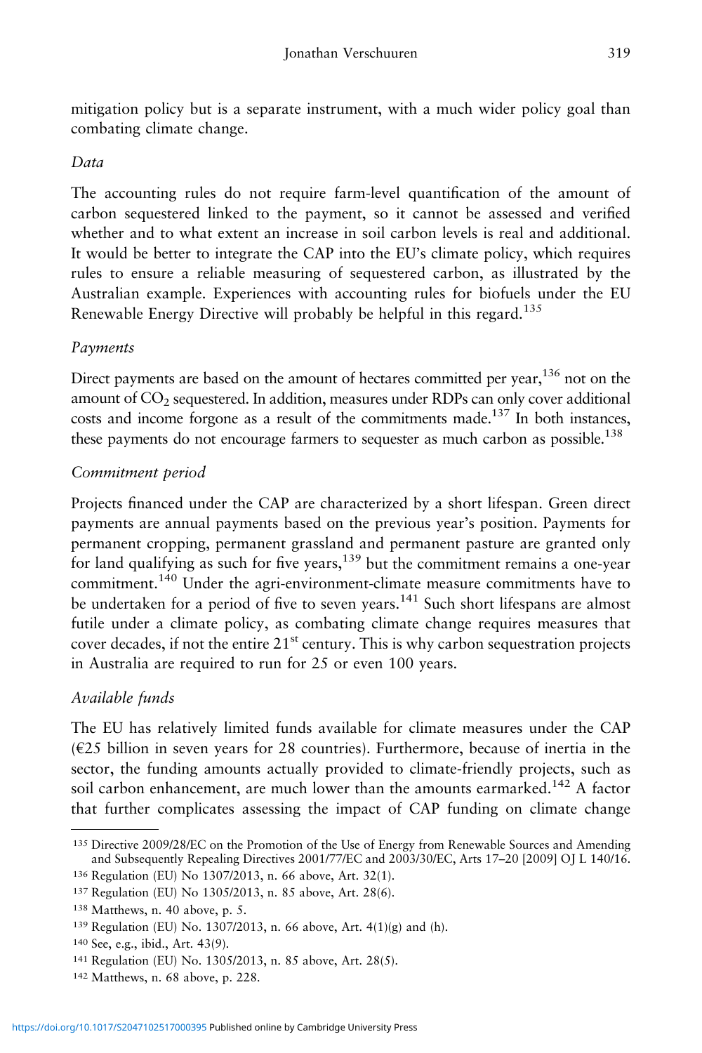mitigation policy but is a separate instrument, with a much wider policy goal than combating climate change.

*Data*

The accounting rules do not require farm-level quantification of the amount of carbon sequestered linked to the payment, so it cannot be assessed and verified whether and to what extent an increase in soil carbon levels is real and additional. It would be better to integrate the CAP into the EU's climate policy, which requires rules to ensure a reliable measuring of sequestered carbon, as illustrated by the Australian example. Experiences with accounting rules for biofuels under the EU Renewable Energy Directive will probably be helpful in this regard.[135]

*Payments*

Direct payments are based on the amount of hectares committed per year,[136] not on the amount of $CO_2$ sequestered. In addition, measures under RDPs can only cover additional costs and income forgone as a result of the commitments made.[137] In both instances, these payments do not encourage farmers to sequester as much carbon as possible.[138]

*Commitment period*

Projects financed under the CAP are characterized by a short lifespan. Green direct payments are annual payments based on the previous year's position. Payments for permanent cropping, permanent grassland and permanent pasture are granted only for land qualifying as such for five years,[139] but the commitment remains a one-year commitment.[140] Under the agri-environment-climate measure commitments have to be undertaken for a period of five to seven years.[141] Such short lifespans are almost futile under a climate policy, as combating climate change requires measures that cover decades, if not the entire 21st century. This is why carbon sequestration projects in Australia are required to run for 25 or even 100 years.

*Available funds*

The EU has relatively limited funds available for climate measures under the CAP (€25 billion in seven years for 28 countries). Furthermore, because of inertia in the sector, the funding amounts actually provided to climate-friendly projects, such as soil carbon enhancement, are much lower than the amounts earmarked.[142] A factor that further complicates assessing the impact of CAP funding on climate change

---

135 Directive 2009/28/EC on the Promotion of the Use of Energy from Renewable Sources and Amending and Subsequently Repealing Directives 2001/77/EC and 2003/30/EC, Arts 17–20 [2009] OJ L 140/16.

136 Regulation (EU) No 1307/2013, n. 66 above, Art. 32(1).

137 Regulation (EU) No 1305/2013, n. 85 above, Art. 28(6).

138 Matthews, n. 40 above, p. 5.

139 Regulation (EU) No. 1307/2013, n. 66 above, Art. 4(1)(g) and (h).

140 See, e.g., ibid., Art. 43(9).

141 Regulation (EU) No. 1305/2013, n. 85 above, Art. 28(5).

142 Matthews, n. 68 above, p. 228.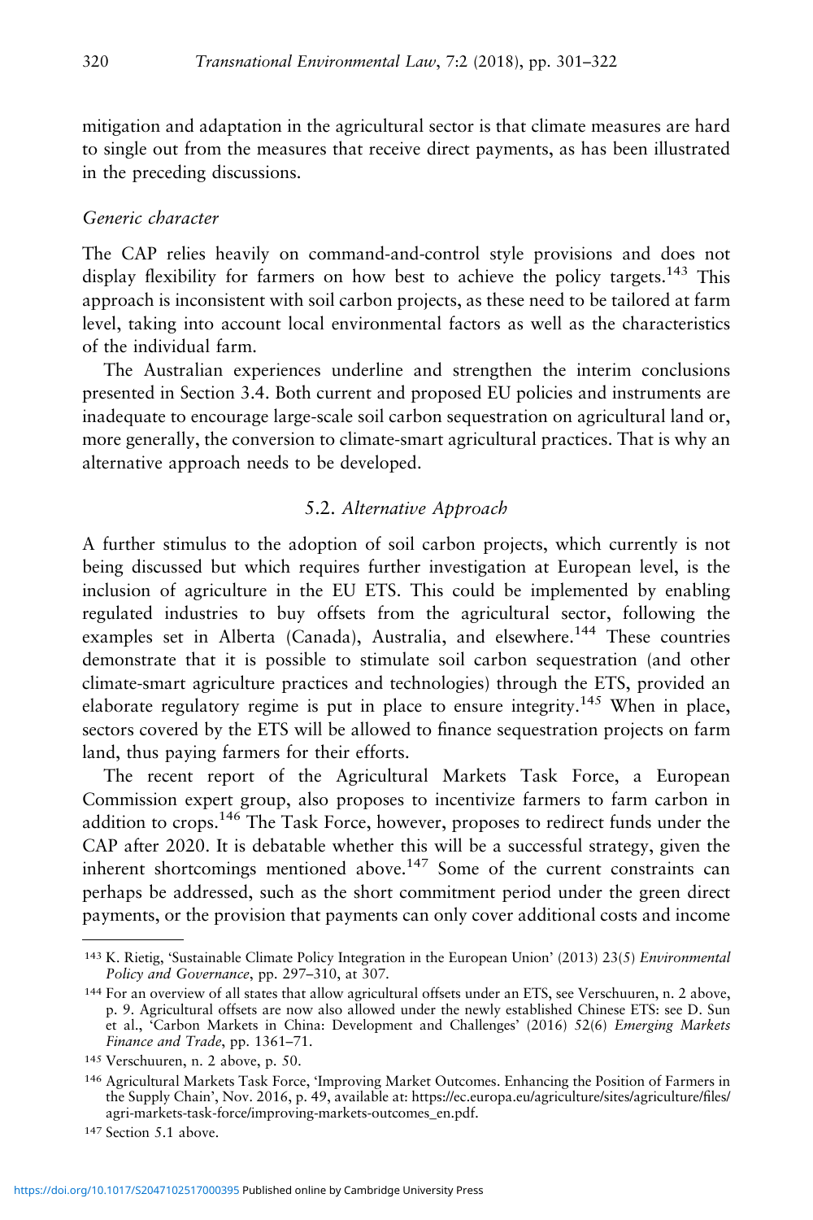mitigation and adaptation in the agricultural sector is that climate measures are hard to single out from the measures that receive direct payments, as has been illustrated in the preceding discussions.

*Generic character*

The CAP relies heavily on command-and-control style provisions and does not display flexibility for farmers on how best to achieve the policy targets.[143] This approach is inconsistent with soil carbon projects, as these need to be tailored at farm level, taking into account local environmental factors as well as the characteristics of the individual farm.

The Australian experiences underline and strengthen the interim conclusions presented in Section 3.4. Both current and proposed EU policies and instruments are inadequate to encourage large-scale soil carbon sequestration on agricultural land or, more generally, the conversion to climate-smart agricultural practices. That is why an alternative approach needs to be developed.

### 5.2. *Alternative Approach*

A further stimulus to the adoption of soil carbon projects, which currently is not being discussed but which requires further investigation at European level, is the inclusion of agriculture in the EU ETS. This could be implemented by enabling regulated industries to buy offsets from the agricultural sector, following the examples set in Alberta (Canada), Australia, and elsewhere.[144] These countries demonstrate that it is possible to stimulate soil carbon sequestration (and other climate-smart agriculture practices and technologies) through the ETS, provided an elaborate regulatory regime is put in place to ensure integrity.[145] When in place, sectors covered by the ETS will be allowed to finance sequestration projects on farm land, thus paying farmers for their efforts.

The recent report of the Agricultural Markets Task Force, a European Commission expert group, also proposes to incentivize farmers to farm carbon in addition to crops.[146] The Task Force, however, proposes to redirect funds under the CAP after 2020. It is debatable whether this will be a successful strategy, given the inherent shortcomings mentioned above.[147] Some of the current constraints can perhaps be addressed, such as the short commitment period under the green direct payments, or the provision that payments can only cover additional costs and income

---

[143] K. Rietig, 'Sustainable Climate Policy Integration in the European Union' (2013) 23(5) *Environmental Policy and Governance*, pp. 297–310, at 307.

[144] For an overview of all states that allow agricultural offsets under an ETS, see Verschuuren, n. 2 above, p. 9. Agricultural offsets are now also allowed under the newly established Chinese ETS: see D. Sun et al., 'Carbon Markets in China: Development and Challenges' (2016) 52(6) *Emerging Markets Finance and Trade*, pp. 1361–71.

[145] Verschuuren, n. 2 above, p. 50.

[146] Agricultural Markets Task Force, 'Improving Market Outcomes. Enhancing the Position of Farmers in the Supply Chain', Nov. 2016, p. 49, available at: https://ec.europa.eu/agriculture/sites/agriculture/files/agri-markets-task-force/improving-markets-outcomes_en.pdf.

[147] Section 5.1 above.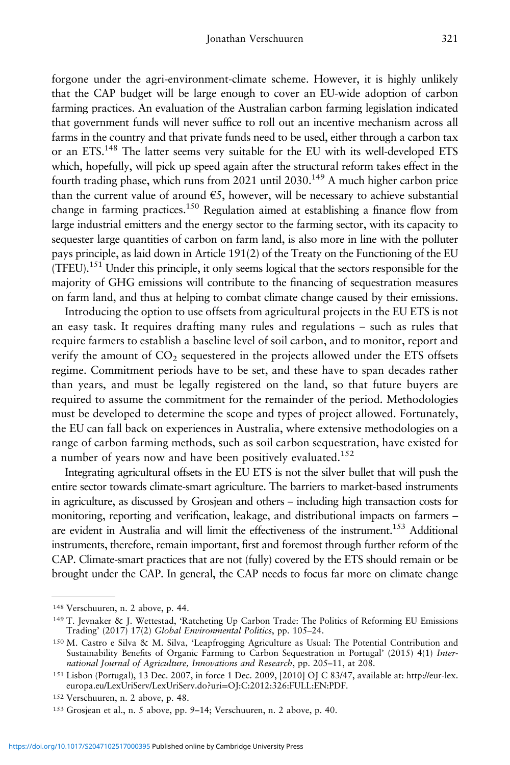forgone under the agri-environment-climate scheme. However, it is highly unlikely that the CAP budget will be large enough to cover an EU-wide adoption of carbon farming practices. An evaluation of the Australian carbon farming legislation indicated that government funds will never suffice to roll out an incentive mechanism across all farms in the country and that private funds need to be used, either through a carbon tax or an ETS.[148] The latter seems very suitable for the EU with its well-developed ETS which, hopefully, will pick up speed again after the structural reform takes effect in the fourth trading phase, which runs from 2021 until 2030.[149] A much higher carbon price than the current value of around €5, however, will be necessary to achieve substantial change in farming practices.[150] Regulation aimed at establishing a finance flow from large industrial emitters and the energy sector to the farming sector, with its capacity to sequester large quantities of carbon on farm land, is also more in line with the polluter pays principle, as laid down in Article 191(2) of the Treaty on the Functioning of the EU (TFEU).[151] Under this principle, it only seems logical that the sectors responsible for the majority of GHG emissions will contribute to the financing of sequestration measures on farm land, and thus at helping to combat climate change caused by their emissions.

Introducing the option to use offsets from agricultural projects in the EU ETS is not an easy task. It requires drafting many rules and regulations – such as rules that require farmers to establish a baseline level of soil carbon, and to monitor, report and verify the amount of $CO_2$ sequestered in the projects allowed under the ETS offsets regime. Commitment periods have to be set, and these have to span decades rather than years, and must be legally registered on the land, so that future buyers are required to assume the commitment for the remainder of the period. Methodologies must be developed to determine the scope and types of project allowed. Fortunately, the EU can fall back on experiences in Australia, where extensive methodologies on a range of carbon farming methods, such as soil carbon sequestration, have existed for a number of years now and have been positively evaluated.[152]

Integrating agricultural offsets in the EU ETS is not the silver bullet that will push the entire sector towards climate-smart agriculture. The barriers to market-based instruments in agriculture, as discussed by Grosjean and others – including high transaction costs for monitoring, reporting and verification, leakage, and distributional impacts on farmers – are evident in Australia and will limit the effectiveness of the instrument.[153] Additional instruments, therefore, remain important, first and foremost through further reform of the CAP. Climate-smart practices that are not (fully) covered by the ETS should remain or be brought under the CAP. In general, the CAP needs to focus far more on climate change

---

148 Verschuuren, n. 2 above, p. 44.

149 T. Jevnaker & J. Wettestad, 'Ratcheting Up Carbon Trade: The Politics of Reforming EU Emissions Trading' (2017) 17(2) *Global Environmental Politics*, pp. 105–24.

150 M. Castro e Silva & M. Silva, 'Leapfrogging Agriculture as Usual: The Potential Contribution and Sustainability Benefits of Organic Farming to Carbon Sequestration in Portugal' (2015) 4(1) *International Journal of Agriculture, Innovations and Research*, pp. 205–11, at 208.

151 Lisbon (Portugal), 13 Dec. 2007, in force 1 Dec. 2009, [2010] OJ C 83/47, available at: http://eur-lex.europa.eu/LexUriServ/LexUriServ.do?uri=OJ:C:2012:326:FULL:EN:PDF.

152 Verschuuren, n. 2 above, p. 48.

153 Grosjean et al., n. 5 above, pp. 9–14; Verschuuren, n. 2 above, p. 40.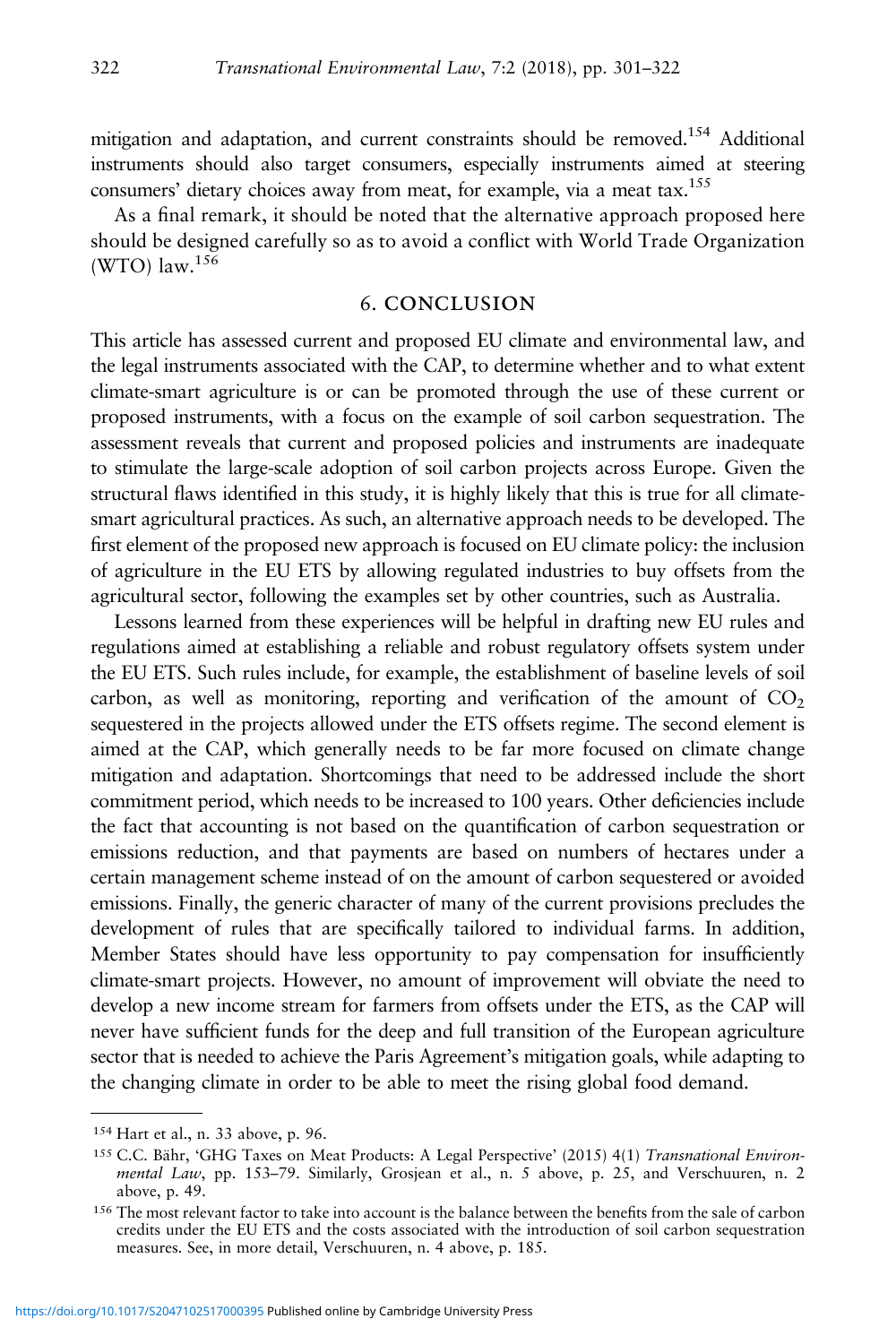mitigation and adaptation, and current constraints should be removed.[154] Additional instruments should also target consumers, especially instruments aimed at steering consumers' dietary choices away from meat, for example, via a meat tax.[155]

As a final remark, it should be noted that the alternative approach proposed here should be designed carefully so as to avoid a conflict with World Trade Organization (WTO) law.[156]

## 6. CONCLUSION

This article has assessed current and proposed EU climate and environmental law, and the legal instruments associated with the CAP, to determine whether and to what extent climate-smart agriculture is or can be promoted through the use of these current or proposed instruments, with a focus on the example of soil carbon sequestration. The assessment reveals that current and proposed policies and instruments are inadequate to stimulate the large-scale adoption of soil carbon projects across Europe. Given the structural flaws identified in this study, it is highly likely that this is true for all climate-smart agricultural practices. As such, an alternative approach needs to be developed. The first element of the proposed new approach is focused on EU climate policy: the inclusion of agriculture in the EU ETS by allowing regulated industries to buy offsets from the agricultural sector, following the examples set by other countries, such as Australia.

Lessons learned from these experiences will be helpful in drafting new EU rules and regulations aimed at establishing a reliable and robust regulatory offsets system under the EU ETS. Such rules include, for example, the establishment of baseline levels of soil carbon, as well as monitoring, reporting and verification of the amount of $CO_2$ sequestered in the projects allowed under the ETS offsets regime. The second element is aimed at the CAP, which generally needs to be far more focused on climate change mitigation and adaptation. Shortcomings that need to be addressed include the short commitment period, which needs to be increased to 100 years. Other deficiencies include the fact that accounting is not based on the quantification of carbon sequestration or emissions reduction, and that payments are based on numbers of hectares under a certain management scheme instead of on the amount of carbon sequestered or avoided emissions. Finally, the generic character of many of the current provisions precludes the development of rules that are specifically tailored to individual farms. In addition, Member States should have less opportunity to pay compensation for insufficiently climate-smart projects. However, no amount of improvement will obviate the need to develop a new income stream for farmers from offsets under the ETS, as the CAP will never have sufficient funds for the deep and full transition of the European agriculture sector that is needed to achieve the Paris Agreement's mitigation goals, while adapting to the changing climate in order to be able to meet the rising global food demand.

---

[154] Hart et al., n. 33 above, p. 96.

[155] C.C. Bähr, 'GHG Taxes on Meat Products: A Legal Perspective' (2015) 4(1) *Transnational Environmental Law*, pp. 153–79. Similarly, Grosjean et al., n. 5 above, p. 25, and Verschuuren, n. 2 above, p. 49.

[156] The most relevant factor to take into account is the balance between the benefits from the sale of carbon credits under the EU ETS and the costs associated with the introduction of soil carbon sequestration measures. See, in more detail, Verschuuren, n. 4 above, p. 185.